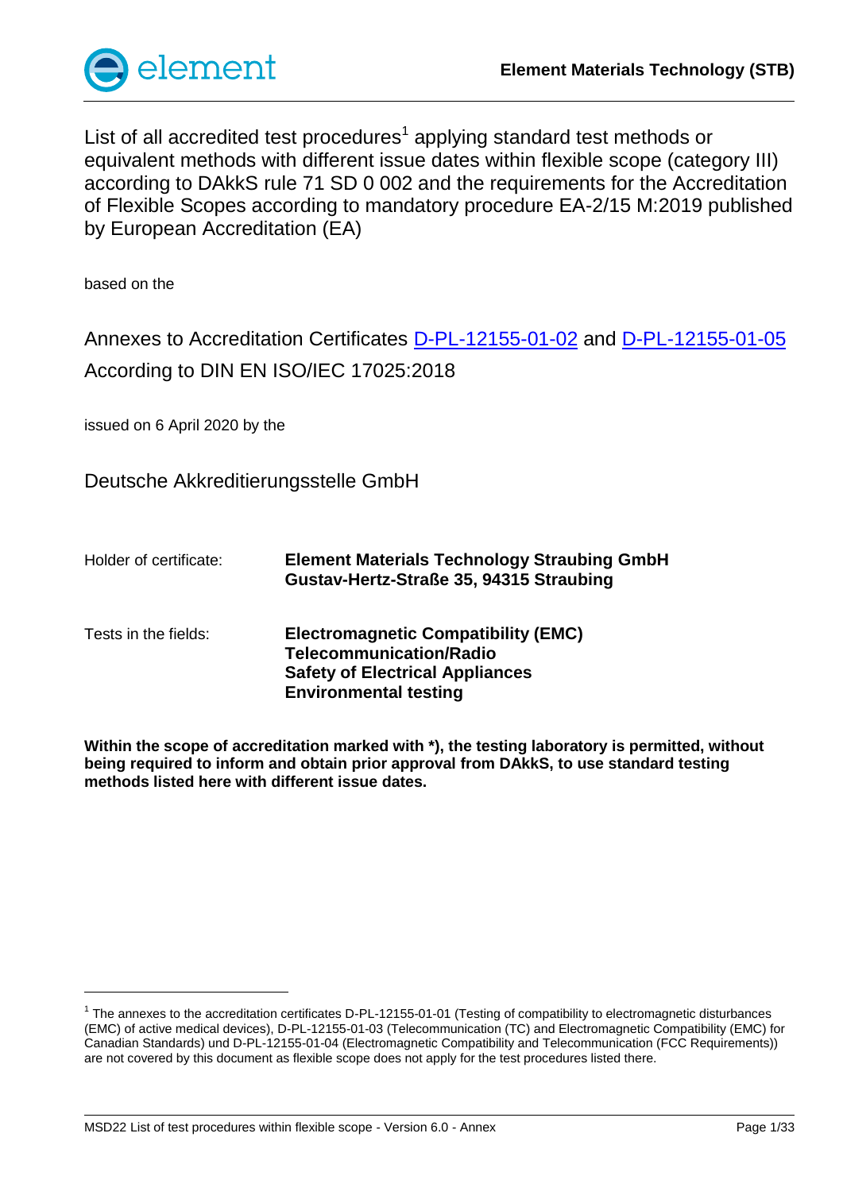List of all accredited test procedures[1] applying standard test methods or equivalent methods with different issue dates within flexible scope (category III) according to DAkkS rule 71 SD 0 002 and the requirements for the Accreditation of Flexible Scopes according to mandatory procedure EA-2/15 M:2019 published by European Accreditation (EA)

based on the

Annexes to Accreditation Certificates D-PL-12155-01-02 and D-PL-12155-01-05
According to DIN EN ISO/IEC 17025:2018

issued on 6 April 2020 by the

Deutsche Akkreditierungsstelle GmbH

| | |
|---|---|
| Holder of certificate: | **Element Materials Technology Straubing GmbH**<br>**Gustav-Hertz-Straße 35, 94315 Straubing** |
| Tests in the fields: | **Electromagnetic Compatibility (EMC)**<br>**Telecommunication/Radio**<br>**Safety of Electrical Appliances**<br>**Environmental testing** |

**Within the scope of accreditation marked with *), the testing laboratory is permitted, without being required to inform and obtain prior approval from DAkkS, to use standard testing methods listed here with different issue dates.**

---

[1] The annexes to the accreditation certificates D-PL-12155-01-01 (Testing of compatibility to electromagnetic disturbances (EMC) of active medical devices), D-PL-12155-01-03 (Telecommunication (TC) and Electromagnetic Compatibility (EMC) for Canadian Standards) und D-PL-12155-01-04 (Electromagnetic Compatibility and Telecommunication (FCC Requirements)) are not covered by this document as flexible scope does not apply for the test procedures listed there.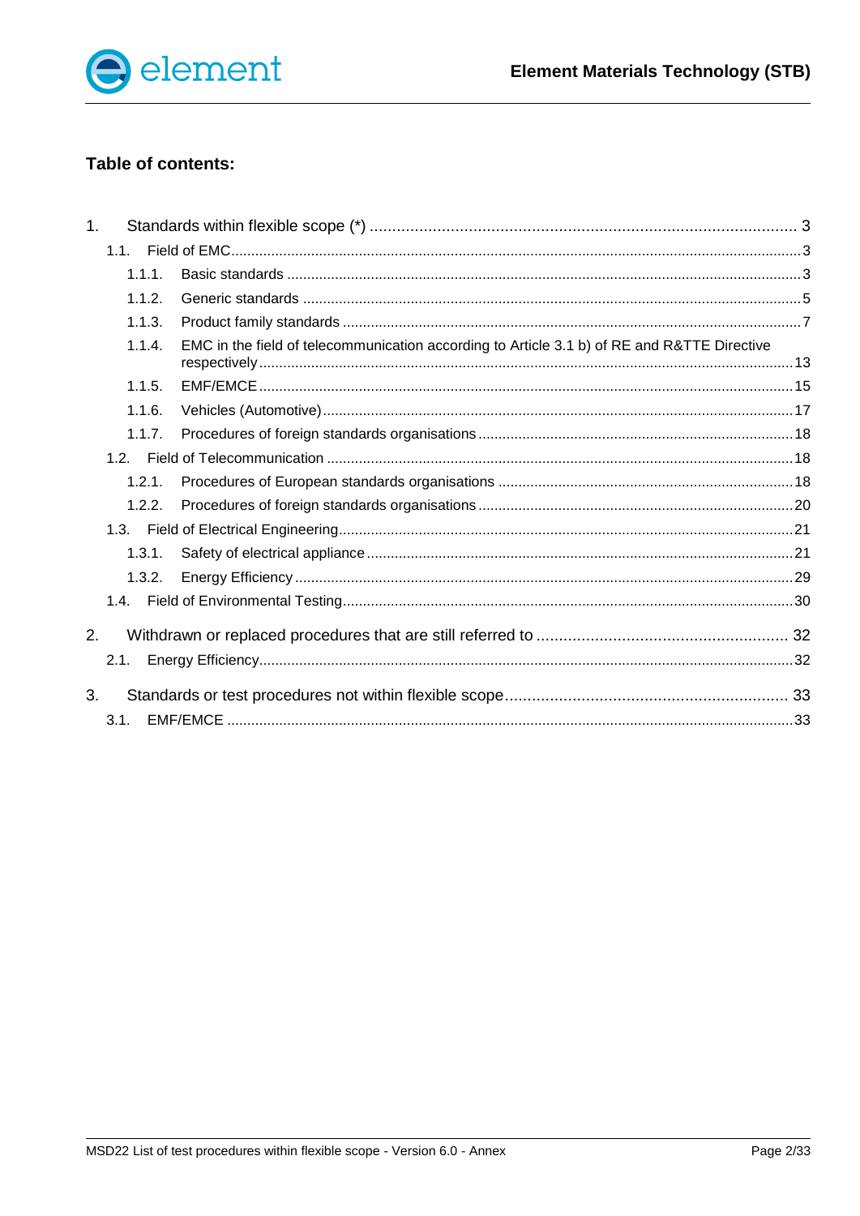## Table of contents:

1. Standards within flexible scope (*) ... 3
   - 1.1. Field of EMC ... 3
     - 1.1.1. Basic standards ... 3
     - 1.1.2. Generic standards ... 5
     - 1.1.3. Product family standards ... 7
     - 1.1.4. EMC in the field of telecommunication according to Article 3.1 b) of RE and R&TTE Directive respectively ... 13
     - 1.1.5. EMF/EMCE ... 15
     - 1.1.6. Vehicles (Automotive) ... 17
     - 1.1.7. Procedures of foreign standards organisations ... 18
   - 1.2. Field of Telecommunication ... 18
     - 1.2.1. Procedures of European standards organisations ... 18
     - 1.2.2. Procedures of foreign standards organisations ... 20
   - 1.3. Field of Electrical Engineering ... 21
     - 1.3.1. Safety of electrical appliance ... 21
     - 1.3.2. Energy Efficiency ... 29
   - 1.4. Field of Environmental Testing ... 30
2. Withdrawn or replaced procedures that are still referred to ... 32
   - 2.1. Energy Efficiency ... 32
3. Standards or test procedures not within flexible scope ... 33
   - 3.1. EMF/EMCE ... 33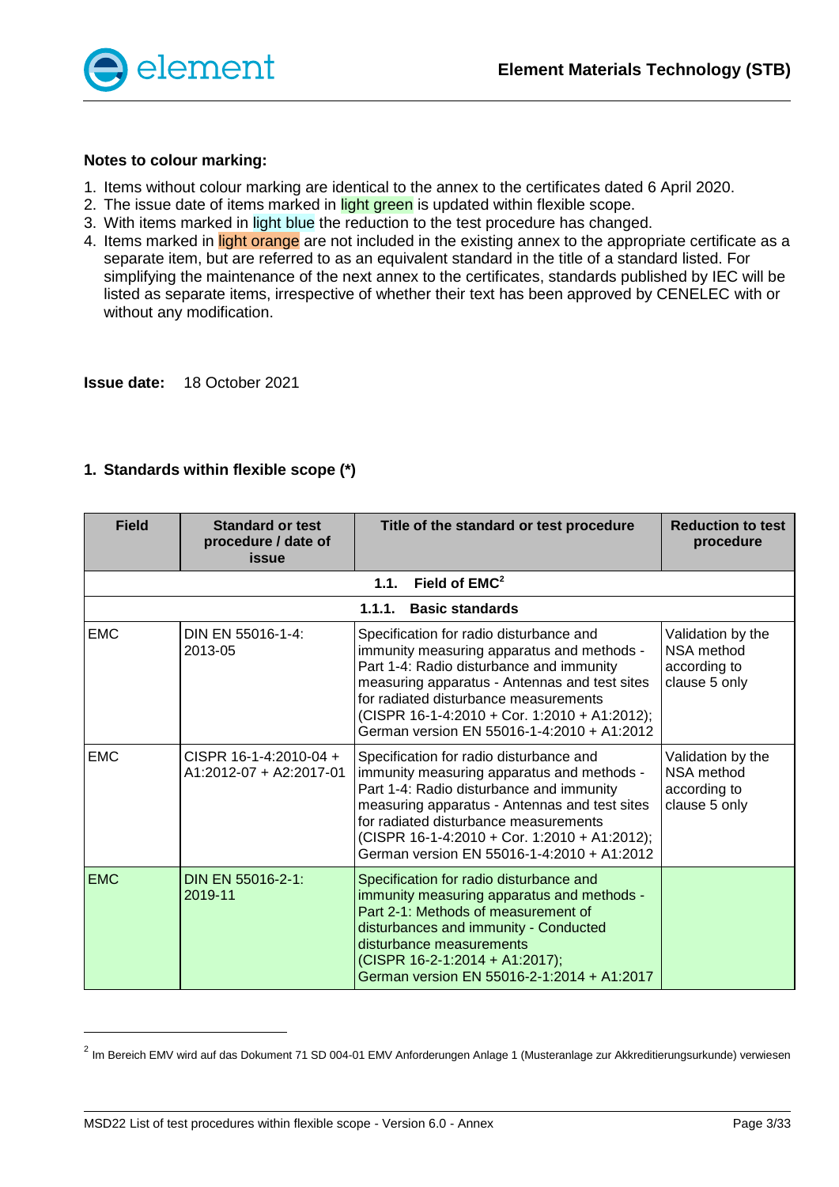**Notes to colour marking:**

1. Items without colour marking are identical to the annex to the certificates dated 6 April 2020.
2. The issue date of items marked in light green is updated within flexible scope.
3. With items marked in light blue the reduction to the test procedure has changed.
4. Items marked in light orange are not included in the existing annex to the appropriate certificate as a separate item, but are referred to as an equivalent standard in the title of a standard listed. For simplifying the maintenance of the next annex to the certificates, standards published by IEC will be listed as separate items, irrespective of whether their text has been approved by CENELEC with or without any modification.

**Issue date:** 18 October 2021

## 1. Standards within flexible scope (*)

| Field | Standard or test procedure / date of issue | Title of the standard or test procedure | Reduction to test procedure |
|---|---|---|---|
| | | **1.1. Field of EMC[2]** | |
| | | **1.1.1. Basic standards** | |
| EMC | DIN EN 55016-1-4: 2013-05 | Specification for radio disturbance and immunity measuring apparatus and methods - Part 1-4: Radio disturbance and immunity measuring apparatus - Antennas and test sites for radiated disturbance measurements (CISPR 16-1-4:2010 + Cor. 1:2010 + A1:2012); German version EN 55016-1-4:2010 + A1:2012 | Validation by the NSA method according to clause 5 only |
| EMC | CISPR 16-1-4:2010-04 + A1:2012-07 + A2:2017-01 | Specification for radio disturbance and immunity measuring apparatus and methods - Part 1-4: Radio disturbance and immunity measuring apparatus - Antennas and test sites for radiated disturbance measurements (CISPR 16-1-4:2010 + Cor. 1:2010 + A1:2012); German version EN 55016-1-4:2010 + A1:2012 | Validation by the NSA method according to clause 5 only |
| EMC | DIN EN 55016-2-1: 2019-11 | Specification for radio disturbance and immunity measuring apparatus and methods - Part 2-1: Methods of measurement of disturbances and immunity - Conducted disturbance measurements (CISPR 16-2-1:2014 + A1:2017); German version EN 55016-2-1:2014 + A1:2017 | |

[2] Im Bereich EMV wird auf das Dokument 71 SD 004-01 EMV Anforderungen Anlage 1 (Musteranlage zur Akkreditierungsurkunde) verwiesen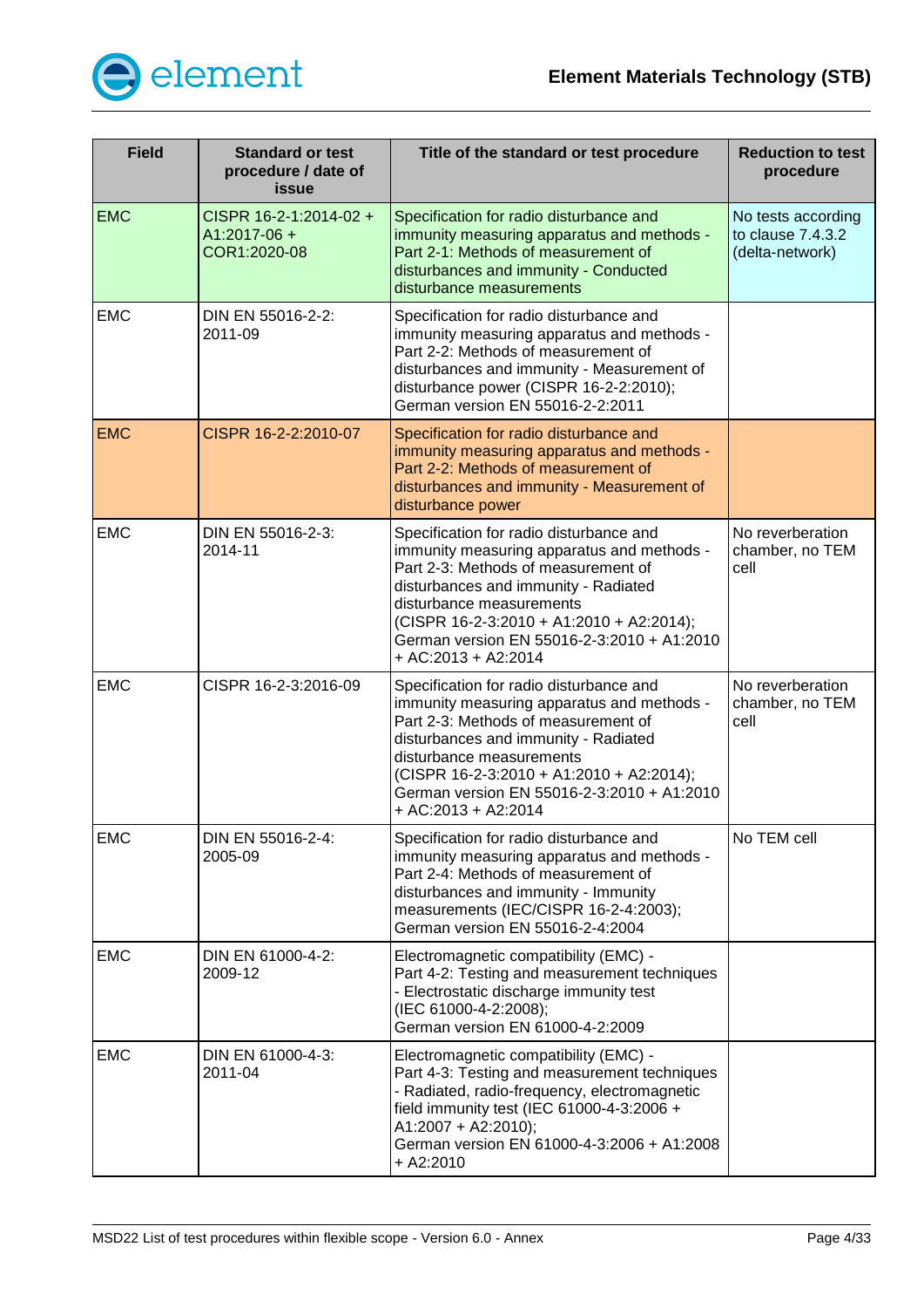| Field | Standard or test procedure / date of issue | Title of the standard or test procedure | Reduction to test procedure |
|---|---|---|---|
| EMC | CISPR 16-2-1:2014-02 + A1:2017-06 + COR1:2020-08 | Specification for radio disturbance and immunity measuring apparatus and methods - Part 2-1: Methods of measurement of disturbances and immunity - Conducted disturbance measurements | No tests according to clause 7.4.3.2 (delta-network) |
| EMC | DIN EN 55016-2-2: 2011-09 | Specification for radio disturbance and immunity measuring apparatus and methods - Part 2-2: Methods of measurement of disturbances and immunity - Measurement of disturbance power (CISPR 16-2-2:2010); German version EN 55016-2-2:2011 | |
| EMC | CISPR 16-2-2:2010-07 | Specification for radio disturbance and immunity measuring apparatus and methods - Part 2-2: Methods of measurement of disturbances and immunity - Measurement of disturbance power | |
| EMC | DIN EN 55016-2-3: 2014-11 | Specification for radio disturbance and immunity measuring apparatus and methods - Part 2-3: Methods of measurement of disturbances and immunity - Radiated disturbance measurements (CISPR 16-2-3:2010 + A1:2010 + A2:2014); German version EN 55016-2-3:2010 + A1:2010 + AC:2013 + A2:2014 | No reverberation chamber, no TEM cell |
| EMC | CISPR 16-2-3:2016-09 | Specification for radio disturbance and immunity measuring apparatus and methods - Part 2-3: Methods of measurement of disturbances and immunity - Radiated disturbance measurements (CISPR 16-2-3:2010 + A1:2010 + A2:2014); German version EN 55016-2-3:2010 + A1:2010 + AC:2013 + A2:2014 | No reverberation chamber, no TEM cell |
| EMC | DIN EN 55016-2-4: 2005-09 | Specification for radio disturbance and immunity measuring apparatus and methods - Part 2-4: Methods of measurement of disturbances and immunity - Immunity measurements (IEC/CISPR 16-2-4:2003); German version EN 55016-2-4:2004 | No TEM cell |
| EMC | DIN EN 61000-4-2: 2009-12 | Electromagnetic compatibility (EMC) - Part 4-2: Testing and measurement techniques - Electrostatic discharge immunity test (IEC 61000-4-2:2008); German version EN 61000-4-2:2009 | |
| EMC | DIN EN 61000-4-3: 2011-04 | Electromagnetic compatibility (EMC) - Part 4-3: Testing and measurement techniques - Radiated, radio-frequency, electromagnetic field immunity test (IEC 61000-4-3:2006 + A1:2007 + A2:2010); German version EN 61000-4-3:2006 + A1:2008 + A2:2010 | |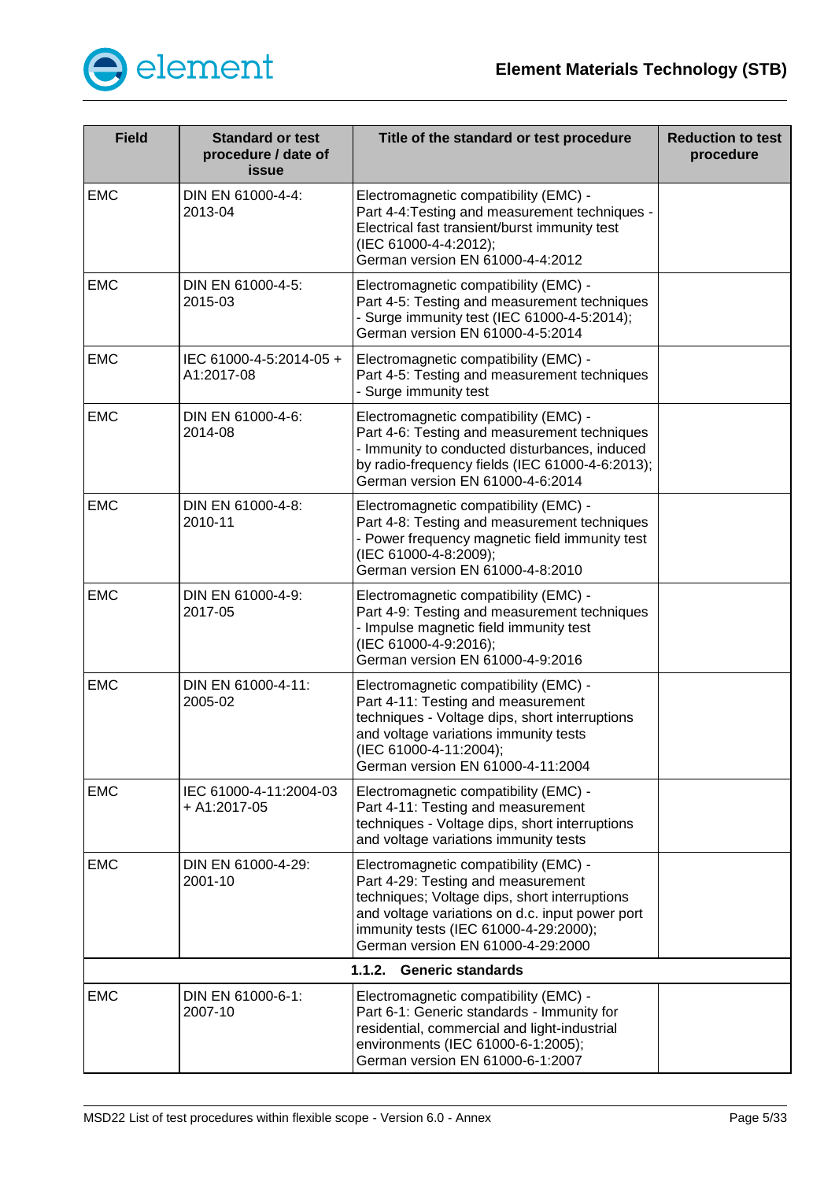| Field | Standard or test procedure / date of issue | Title of the standard or test procedure | Reduction to test procedure |
|---|---|---|---|
| EMC | DIN EN 61000-4-4: 2013-04 | Electromagnetic compatibility (EMC) - Part 4-4:Testing and measurement techniques - Electrical fast transient/burst immunity test (IEC 61000-4-4:2012); German version EN 61000-4-4:2012 | |
| EMC | DIN EN 61000-4-5: 2015-03 | Electromagnetic compatibility (EMC) - Part 4-5: Testing and measurement techniques - Surge immunity test (IEC 61000-4-5:2014); German version EN 61000-4-5:2014 | |
| EMC | IEC 61000-4-5:2014-05 + A1:2017-08 | Electromagnetic compatibility (EMC) - Part 4-5: Testing and measurement techniques - Surge immunity test | |
| EMC | DIN EN 61000-4-6: 2014-08 | Electromagnetic compatibility (EMC) - Part 4-6: Testing and measurement techniques - Immunity to conducted disturbances, induced by radio-frequency fields (IEC 61000-4-6:2013); German version EN 61000-4-6:2014 | |
| EMC | DIN EN 61000-4-8: 2010-11 | Electromagnetic compatibility (EMC) - Part 4-8: Testing and measurement techniques - Power frequency magnetic field immunity test (IEC 61000-4-8:2009); German version EN 61000-4-8:2010 | |
| EMC | DIN EN 61000-4-9: 2017-05 | Electromagnetic compatibility (EMC) - Part 4-9: Testing and measurement techniques - Impulse magnetic field immunity test (IEC 61000-4-9:2016); German version EN 61000-4-9:2016 | |
| EMC | DIN EN 61000-4-11: 2005-02 | Electromagnetic compatibility (EMC) - Part 4-11: Testing and measurement techniques - Voltage dips, short interruptions and voltage variations immunity tests (IEC 61000-4-11:2004); German version EN 61000-4-11:2004 | |
| EMC | IEC 61000-4-11:2004-03 + A1:2017-05 | Electromagnetic compatibility (EMC) - Part 4-11: Testing and measurement techniques - Voltage dips, short interruptions and voltage variations immunity tests | |
| EMC | DIN EN 61000-4-29: 2001-10 | Electromagnetic compatibility (EMC) - Part 4-29: Testing and measurement techniques; Voltage dips, short interruptions and voltage variations on d.c. input power port immunity tests (IEC 61000-4-29:2000); German version EN 61000-4-29:2000 | |
| | | **1.1.2. Generic standards** | |
| EMC | DIN EN 61000-6-1: 2007-10 | Electromagnetic compatibility (EMC) - Part 6-1: Generic standards - Immunity for residential, commercial and light-industrial environments (IEC 61000-6-1:2005); German version EN 61000-6-1:2007 | |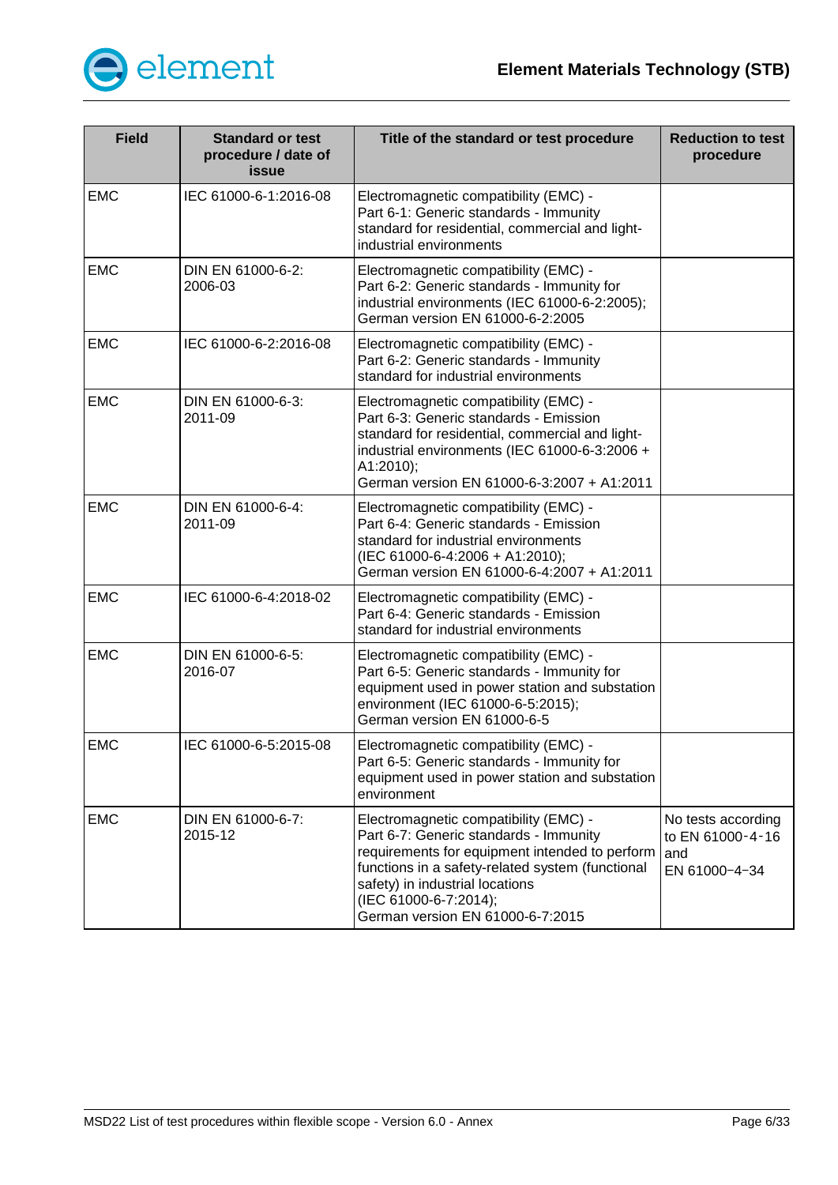| Field | Standard or test procedure / date of issue | Title of the standard or test procedure | Reduction to test procedure |
|---|---|---|---|
| EMC | IEC 61000-6-1:2016-08 | Electromagnetic compatibility (EMC) - Part 6-1: Generic standards - Immunity standard for residential, commercial and light-industrial environments | |
| EMC | DIN EN 61000-6-2: 2006-03 | Electromagnetic compatibility (EMC) - Part 6-2: Generic standards - Immunity for industrial environments (IEC 61000-6-2:2005); German version EN 61000-6-2:2005 | |
| EMC | IEC 61000-6-2:2016-08 | Electromagnetic compatibility (EMC) - Part 6-2: Generic standards - Immunity standard for industrial environments | |
| EMC | DIN EN 61000-6-3: 2011-09 | Electromagnetic compatibility (EMC) - Part 6-3: Generic standards - Emission standard for residential, commercial and light-industrial environments (IEC 61000-6-3:2006 + A1:2010); German version EN 61000-6-3:2007 + A1:2011 | |
| EMC | DIN EN 61000-6-4: 2011-09 | Electromagnetic compatibility (EMC) - Part 6-4: Generic standards - Emission standard for industrial environments (IEC 61000-6-4:2006 + A1:2010); German version EN 61000-6-4:2007 + A1:2011 | |
| EMC | IEC 61000-6-4:2018-02 | Electromagnetic compatibility (EMC) - Part 6-4: Generic standards - Emission standard for industrial environments | |
| EMC | DIN EN 61000-6-5: 2016-07 | Electromagnetic compatibility (EMC) - Part 6-5: Generic standards - Immunity for equipment used in power station and substation environment (IEC 61000-6-5:2015); German version EN 61000-6-5 | |
| EMC | IEC 61000-6-5:2015-08 | Electromagnetic compatibility (EMC) - Part 6-5: Generic standards - Immunity for equipment used in power station and substation environment | |
| EMC | DIN EN 61000-6-7: 2015-12 | Electromagnetic compatibility (EMC) - Part 6-7: Generic standards - Immunity requirements for equipment intended to perform functions in a safety-related system (functional safety) in industrial locations (IEC 61000-6-7:2014); German version EN 61000-6-7:2015 | No tests according to EN 61000-4-16 and EN 61000-4-34 |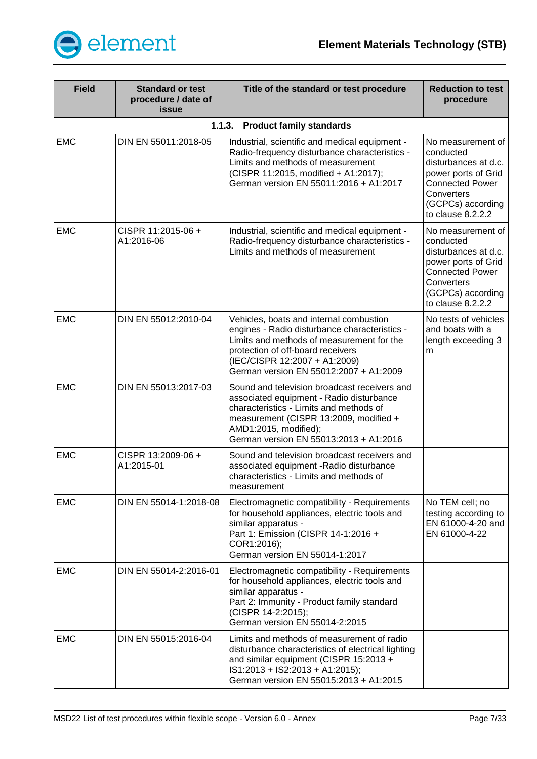| Field | Standard or test procedure / date of issue | Title of the standard or test procedure | Reduction to test procedure |
|---|---|---|---|
| **1.1.3. Product family standards** | | | |
| EMC | DIN EN 55011:2018-05 | Industrial, scientific and medical equipment - Radio-frequency disturbance characteristics - Limits and methods of measurement (CISPR 11:2015, modified + A1:2017); German version EN 55011:2016 + A1:2017 | No measurement of conducted disturbances at d.c. power ports of Grid Connected Power Converters (GCPCs) according to clause 8.2.2.2 |
| EMC | CISPR 11:2015-06 + A1:2016-06 | Industrial, scientific and medical equipment - Radio-frequency disturbance characteristics - Limits and methods of measurement | No measurement of conducted disturbances at d.c. power ports of Grid Connected Power Converters (GCPCs) according to clause 8.2.2.2 |
| EMC | DIN EN 55012:2010-04 | Vehicles, boats and internal combustion engines - Radio disturbance characteristics - Limits and methods of measurement for the protection of off-board receivers (IEC/CISPR 12:2007 + A1:2009) German version EN 55012:2007 + A1:2009 | No tests of vehicles and boats with a length exceeding 3 m |
| EMC | DIN EN 55013:2017-03 | Sound and television broadcast receivers and associated equipment - Radio disturbance characteristics - Limits and methods of measurement (CISPR 13:2009, modified + AMD1:2015, modified); German version EN 55013:2013 + A1:2016 | |
| EMC | CISPR 13:2009-06 + A1:2015-01 | Sound and television broadcast receivers and associated equipment -Radio disturbance characteristics - Limits and methods of measurement | |
| EMC | DIN EN 55014-1:2018-08 | Electromagnetic compatibility - Requirements for household appliances, electric tools and similar apparatus - Part 1: Emission (CISPR 14-1:2016 + COR1:2016); German version EN 55014-1:2017 | No TEM cell; no testing according to EN 61000-4-20 and EN 61000-4-22 |
| EMC | DIN EN 55014-2:2016-01 | Electromagnetic compatibility - Requirements for household appliances, electric tools and similar apparatus - Part 2: Immunity - Product family standard (CISPR 14-2:2015); German version EN 55014-2:2015 | |
| EMC | DIN EN 55015:2016-04 | Limits and methods of measurement of radio disturbance characteristics of electrical lighting and similar equipment (CISPR 15:2013 + IS1:2013 + IS2:2013 + A1:2015); German version EN 55015:2013 + A1:2015 | |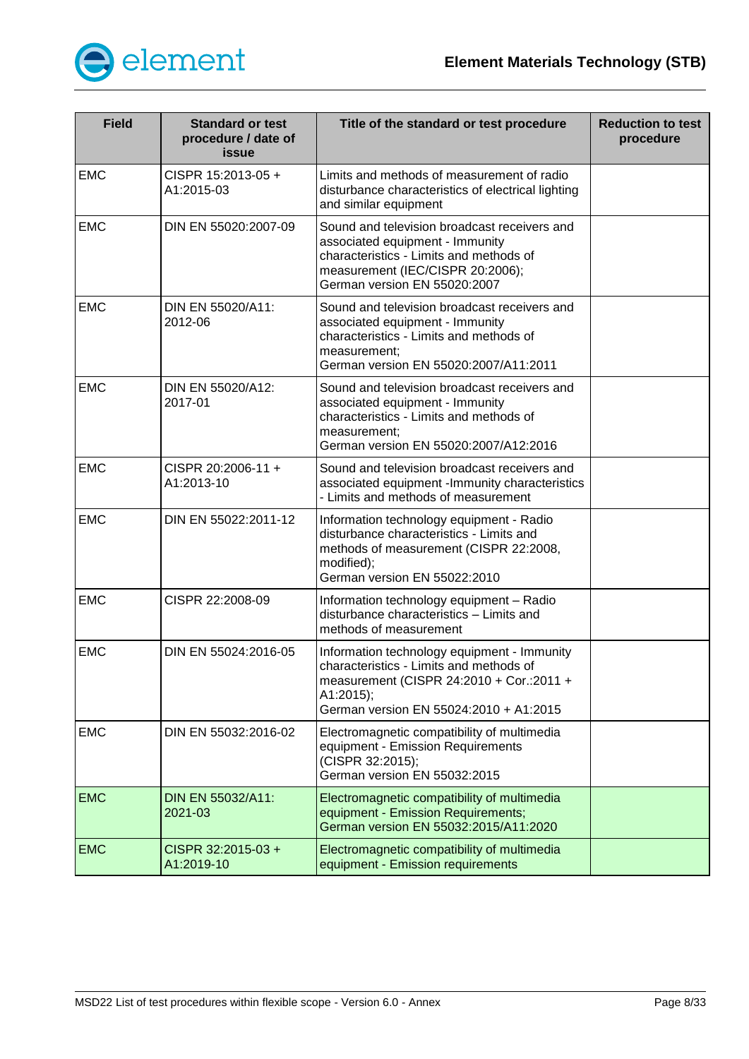| Field | Standard or test procedure / date of issue | Title of the standard or test procedure | Reduction to test procedure |
|---|---|---|---|
| EMC | CISPR 15:2013-05 + A1:2015-03 | Limits and methods of measurement of radio disturbance characteristics of electrical lighting and similar equipment | |
| EMC | DIN EN 55020:2007-09 | Sound and television broadcast receivers and associated equipment - Immunity characteristics - Limits and methods of measurement (IEC/CISPR 20:2006); German version EN 55020:2007 | |
| EMC | DIN EN 55020/A11: 2012-06 | Sound and television broadcast receivers and associated equipment - Immunity characteristics - Limits and methods of measurement; German version EN 55020:2007/A11:2011 | |
| EMC | DIN EN 55020/A12: 2017-01 | Sound and television broadcast receivers and associated equipment - Immunity characteristics - Limits and methods of measurement; German version EN 55020:2007/A12:2016 | |
| EMC | CISPR 20:2006-11 + A1:2013-10 | Sound and television broadcast receivers and associated equipment -Immunity characteristics - Limits and methods of measurement | |
| EMC | DIN EN 55022:2011-12 | Information technology equipment - Radio disturbance characteristics - Limits and methods of measurement (CISPR 22:2008, modified); German version EN 55022:2010 | |
| EMC | CISPR 22:2008-09 | Information technology equipment – Radio disturbance characteristics – Limits and methods of measurement | |
| EMC | DIN EN 55024:2016-05 | Information technology equipment - Immunity characteristics - Limits and methods of measurement (CISPR 24:2010 + Cor.:2011 + A1:2015); German version EN 55024:2010 + A1:2015 | |
| EMC | DIN EN 55032:2016-02 | Electromagnetic compatibility of multimedia equipment - Emission Requirements (CISPR 32:2015); German version EN 55032:2015 | |
| EMC | DIN EN 55032/A11: 2021-03 | Electromagnetic compatibility of multimedia equipment - Emission Requirements; German version EN 55032:2015/A11:2020 | |
| EMC | CISPR 32:2015-03 + A1:2019-10 | Electromagnetic compatibility of multimedia equipment - Emission requirements | |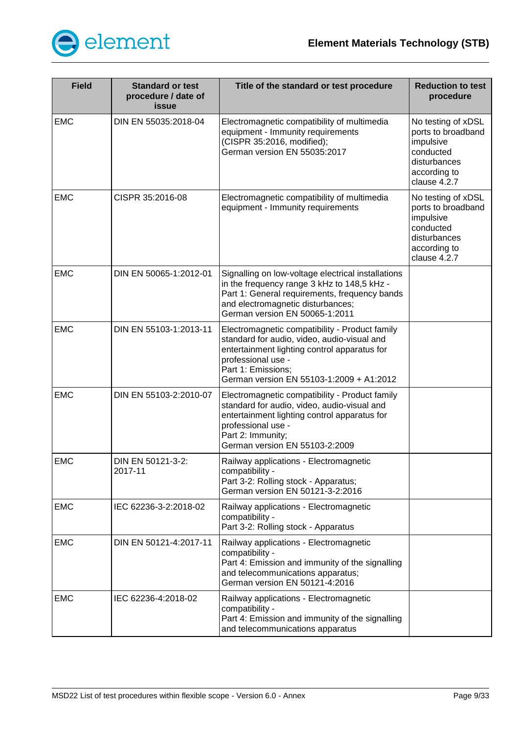| Field | Standard or test procedure / date of issue | Title of the standard or test procedure | Reduction to test procedure |
|---|---|---|---|
| EMC | DIN EN 55035:2018-04 | Electromagnetic compatibility of multimedia equipment - Immunity requirements (CISPR 35:2016, modified); German version EN 55035:2017 | No testing of xDSL ports to broadband impulsive conducted disturbances according to clause 4.2.7 |
| EMC | CISPR 35:2016-08 | Electromagnetic compatibility of multimedia equipment - Immunity requirements | No testing of xDSL ports to broadband impulsive conducted disturbances according to clause 4.2.7 |
| EMC | DIN EN 50065-1:2012-01 | Signalling on low-voltage electrical installations in the frequency range 3 kHz to 148,5 kHz - Part 1: General requirements, frequency bands and electromagnetic disturbances; German version EN 50065-1:2011 | |
| EMC | DIN EN 55103-1:2013-11 | Electromagnetic compatibility - Product family standard for audio, video, audio-visual and entertainment lighting control apparatus for professional use - Part 1: Emissions; German version EN 55103-1:2009 + A1:2012 | |
| EMC | DIN EN 55103-2:2010-07 | Electromagnetic compatibility - Product family standard for audio, video, audio-visual and entertainment lighting control apparatus for professional use - Part 2: Immunity; German version EN 55103-2:2009 | |
| EMC | DIN EN 50121-3-2: 2017-11 | Railway applications - Electromagnetic compatibility - Part 3-2: Rolling stock - Apparatus; German version EN 50121-3-2:2016 | |
| EMC | IEC 62236-3-2:2018-02 | Railway applications - Electromagnetic compatibility - Part 3-2: Rolling stock - Apparatus | |
| EMC | DIN EN 50121-4:2017-11 | Railway applications - Electromagnetic compatibility - Part 4: Emission and immunity of the signalling and telecommunications apparatus; German version EN 50121-4:2016 | |
| EMC | IEC 62236-4:2018-02 | Railway applications - Electromagnetic compatibility - Part 4: Emission and immunity of the signalling and telecommunications apparatus | |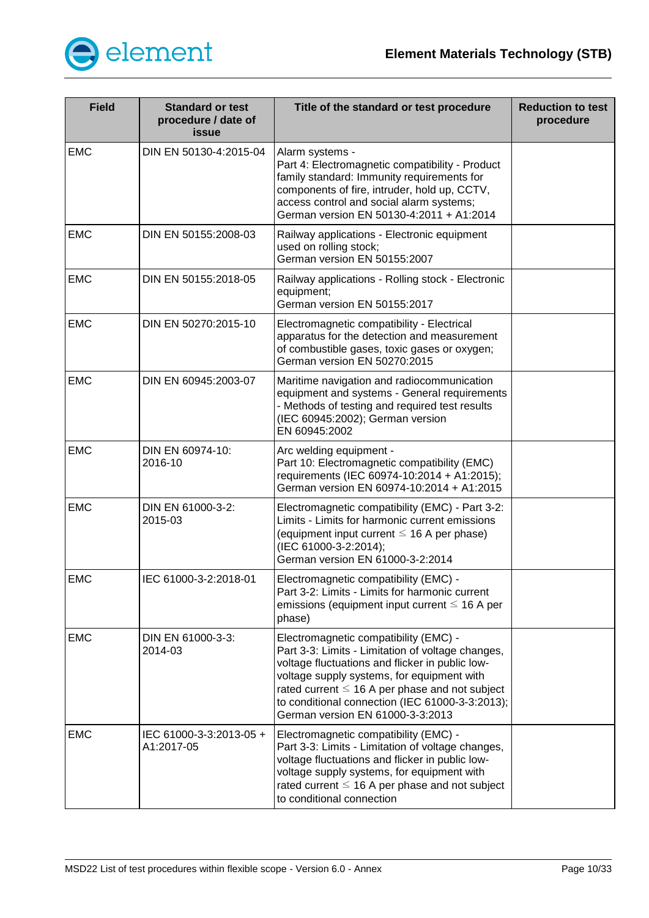| Field | Standard or test procedure / date of issue | Title of the standard or test procedure | Reduction to test procedure |
|---|---|---|---|
| EMC | DIN EN 50130-4:2015-04 | Alarm systems - Part 4: Electromagnetic compatibility - Product family standard: Immunity requirements for components of fire, intruder, hold up, CCTV, access control and social alarm systems; German version EN 50130-4:2011 + A1:2014 | |
| EMC | DIN EN 50155:2008-03 | Railway applications - Electronic equipment used on rolling stock; German version EN 50155:2007 | |
| EMC | DIN EN 50155:2018-05 | Railway applications - Rolling stock - Electronic equipment; German version EN 50155:2017 | |
| EMC | DIN EN 50270:2015-10 | Electromagnetic compatibility - Electrical apparatus for the detection and measurement of combustible gases, toxic gases or oxygen; German version EN 50270:2015 | |
| EMC | DIN EN 60945:2003-07 | Maritime navigation and radiocommunication equipment and systems - General requirements - Methods of testing and required test results (IEC 60945:2002); German version EN 60945:2002 | |
| EMC | DIN EN 60974-10: 2016-10 | Arc welding equipment - Part 10: Electromagnetic compatibility (EMC) requirements (IEC 60974-10:2014 + A1:2015); German version EN 60974-10:2014 + A1:2015 | |
| EMC | DIN EN 61000-3-2: 2015-03 | Electromagnetic compatibility (EMC) - Part 3-2: Limits - Limits for harmonic current emissions (equipment input current ≤ 16 A per phase) (IEC 61000-3-2:2014); German version EN 61000-3-2:2014 | |
| EMC | IEC 61000-3-2:2018-01 | Electromagnetic compatibility (EMC) - Part 3-2: Limits - Limits for harmonic current emissions (equipment input current ≤ 16 A per phase) | |
| EMC | DIN EN 61000-3-3: 2014-03 | Electromagnetic compatibility (EMC) - Part 3-3: Limits - Limitation of voltage changes, voltage fluctuations and flicker in public low-voltage supply systems, for equipment with rated current ≤ 16 A per phase and not subject to conditional connection (IEC 61000-3-3:2013); German version EN 61000-3-3:2013 | |
| EMC | IEC 61000-3-3:2013-05 + A1:2017-05 | Electromagnetic compatibility (EMC) - Part 3-3: Limits - Limitation of voltage changes, voltage fluctuations and flicker in public low-voltage supply systems, for equipment with rated current ≤ 16 A per phase and not subject to conditional connection | |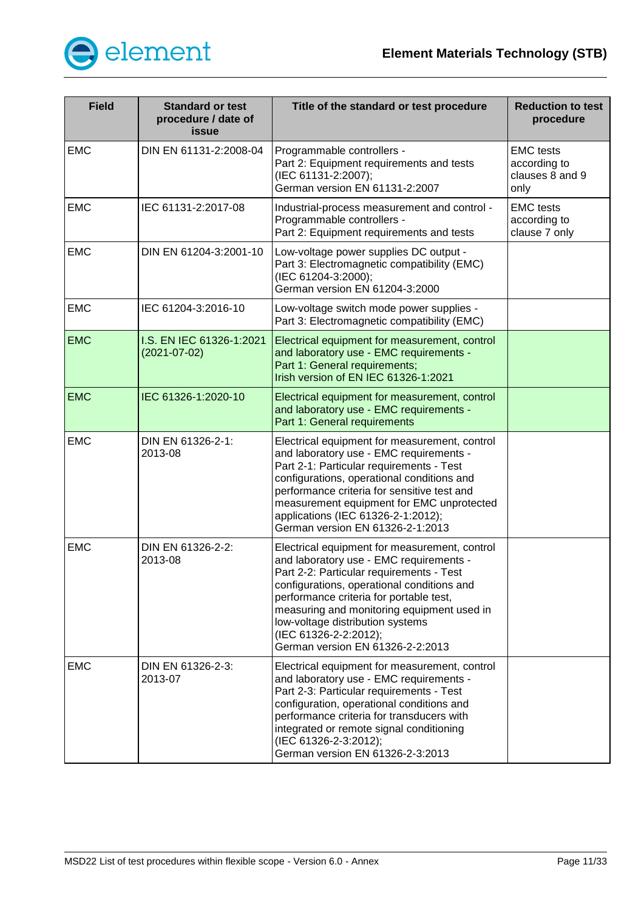| Field | Standard or test procedure / date of issue | Title of the standard or test procedure | Reduction to test procedure |
|---|---|---|---|
| EMC | DIN EN 61131-2:2008-04 | Programmable controllers - Part 2: Equipment requirements and tests (IEC 61131-2:2007); German version EN 61131-2:2007 | EMC tests according to clauses 8 and 9 only |
| EMC | IEC 61131-2:2017-08 | Industrial-process measurement and control - Programmable controllers - Part 2: Equipment requirements and tests | EMC tests according to clause 7 only |
| EMC | DIN EN 61204-3:2001-10 | Low-voltage power supplies DC output - Part 3: Electromagnetic compatibility (EMC) (IEC 61204-3:2000); German version EN 61204-3:2000 | |
| EMC | IEC 61204-3:2016-10 | Low-voltage switch mode power supplies - Part 3: Electromagnetic compatibility (EMC) | |
| EMC | I.S. EN IEC 61326-1:2021 (2021-07-02) | Electrical equipment for measurement, control and laboratory use - EMC requirements - Part 1: General requirements; Irish version of EN IEC 61326-1:2021 | |
| EMC | IEC 61326-1:2020-10 | Electrical equipment for measurement, control and laboratory use - EMC requirements - Part 1: General requirements | |
| EMC | DIN EN 61326-2-1: 2013-08 | Electrical equipment for measurement, control and laboratory use - EMC requirements - Part 2-1: Particular requirements - Test configurations, operational conditions and performance criteria for sensitive test and measurement equipment for EMC unprotected applications (IEC 61326-2-1:2012); German version EN 61326-2-1:2013 | |
| EMC | DIN EN 61326-2-2: 2013-08 | Electrical equipment for measurement, control and laboratory use - EMC requirements - Part 2-2: Particular requirements - Test configurations, operational conditions and performance criteria for portable test, measuring and monitoring equipment used in low-voltage distribution systems (IEC 61326-2-2:2012); German version EN 61326-2-2:2013 | |
| EMC | DIN EN 61326-2-3: 2013-07 | Electrical equipment for measurement, control and laboratory use - EMC requirements - Part 2-3: Particular requirements - Test configuration, operational conditions and performance criteria for transducers with integrated or remote signal conditioning (IEC 61326-2-3:2012); German version EN 61326-2-3:2013 | |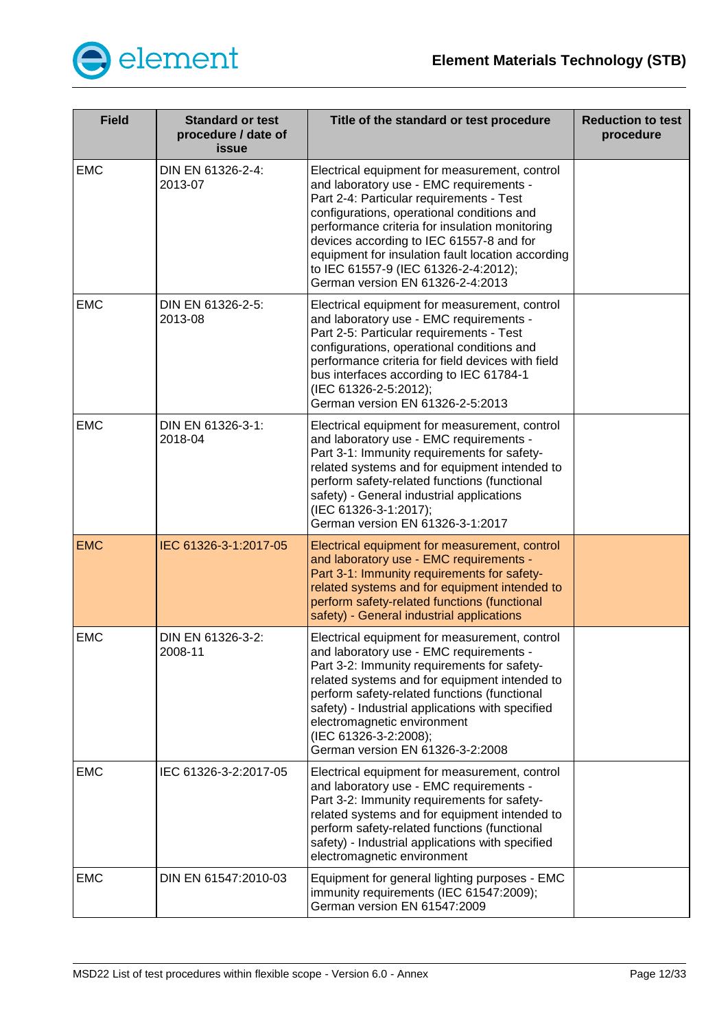| Field | Standard or test procedure / date of issue | Title of the standard or test procedure | Reduction to test procedure |
|---|---|---|---|
| EMC | DIN EN 61326-2-4: 2013-07 | Electrical equipment for measurement, control and laboratory use - EMC requirements - Part 2-4: Particular requirements - Test configurations, operational conditions and performance criteria for insulation monitoring devices according to IEC 61557-8 and for equipment for insulation fault location according to IEC 61557-9 (IEC 61326-2-4:2012); German version EN 61326-2-4:2013 | |
| EMC | DIN EN 61326-2-5: 2013-08 | Electrical equipment for measurement, control and laboratory use - EMC requirements - Part 2-5: Particular requirements - Test configurations, operational conditions and performance criteria for field devices with field bus interfaces according to IEC 61784-1 (IEC 61326-2-5:2012); German version EN 61326-2-5:2013 | |
| EMC | DIN EN 61326-3-1: 2018-04 | Electrical equipment for measurement, control and laboratory use - EMC requirements - Part 3-1: Immunity requirements for safety-related systems and for equipment intended to perform safety-related functions (functional safety) - General industrial applications (IEC 61326-3-1:2017); German version EN 61326-3-1:2017 | |
| EMC | IEC 61326-3-1:2017-05 | Electrical equipment for measurement, control and laboratory use - EMC requirements - Part 3-1: Immunity requirements for safety-related systems and for equipment intended to perform safety-related functions (functional safety) - General industrial applications | |
| EMC | DIN EN 61326-3-2: 2008-11 | Electrical equipment for measurement, control and laboratory use - EMC requirements - Part 3-2: Immunity requirements for safety-related systems and for equipment intended to perform safety-related functions (functional safety) - Industrial applications with specified electromagnetic environment (IEC 61326-3-2:2008); German version EN 61326-3-2:2008 | |
| EMC | IEC 61326-3-2:2017-05 | Electrical equipment for measurement, control and laboratory use - EMC requirements - Part 3-2: Immunity requirements for safety-related systems and for equipment intended to perform safety-related functions (functional safety) - Industrial applications with specified electromagnetic environment | |
| EMC | DIN EN 61547:2010-03 | Equipment for general lighting purposes - EMC immunity requirements (IEC 61547:2009); German version EN 61547:2009 | |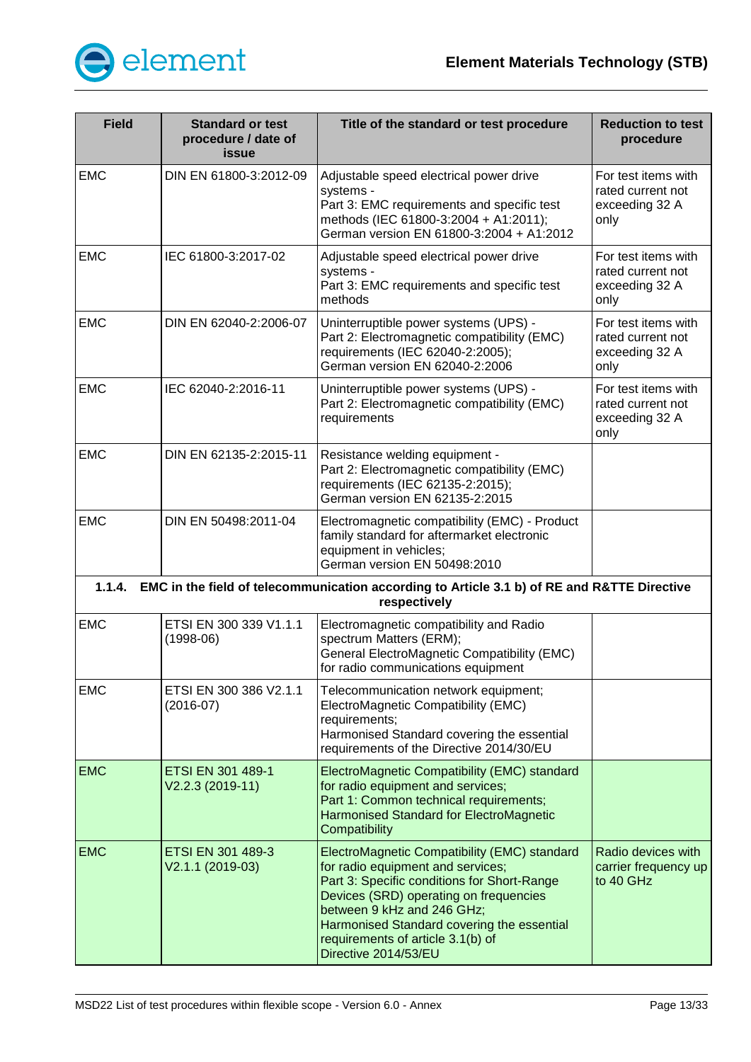| Field | Standard or test procedure / date of issue | Title of the standard or test procedure | Reduction to test procedure |
|---|---|---|---|
| EMC | DIN EN 61800-3:2012-09 | Adjustable speed electrical power drive systems - Part 3: EMC requirements and specific test methods (IEC 61800-3:2004 + A1:2011); German version EN 61800-3:2004 + A1:2012 | For test items with rated current not exceeding 32 A only |
| EMC | IEC 61800-3:2017-02 | Adjustable speed electrical power drive systems - Part 3: EMC requirements and specific test methods | For test items with rated current not exceeding 32 A only |
| EMC | DIN EN 62040-2:2006-07 | Uninterruptible power systems (UPS) - Part 2: Electromagnetic compatibility (EMC) requirements (IEC 62040-2:2005); German version EN 62040-2:2006 | For test items with rated current not exceeding 32 A only |
| EMC | IEC 62040-2:2016-11 | Uninterruptible power systems (UPS) - Part 2: Electromagnetic compatibility (EMC) requirements | For test items with rated current not exceeding 32 A only |
| EMC | DIN EN 62135-2:2015-11 | Resistance welding equipment - Part 2: Electromagnetic compatibility (EMC) requirements (IEC 62135-2:2015); German version EN 62135-2:2015 | |
| EMC | DIN EN 50498:2011-04 | Electromagnetic compatibility (EMC) - Product family standard for aftermarket electronic equipment in vehicles; German version EN 50498:2010 | |
| **1.1.4. EMC in the field of telecommunication according to Article 3.1 b) of RE and R&TTE Directive respectively** | | | |
| EMC | ETSI EN 300 339 V1.1.1 (1998-06) | Electromagnetic compatibility and Radio spectrum Matters (ERM); General ElectroMagnetic Compatibility (EMC) for radio communications equipment | |
| EMC | ETSI EN 300 386 V2.1.1 (2016-07) | Telecommunication network equipment; ElectroMagnetic Compatibility (EMC) requirements; Harmonised Standard covering the essential requirements of the Directive 2014/30/EU | |
| EMC | ETSI EN 301 489-1 V2.2.3 (2019-11) | ElectroMagnetic Compatibility (EMC) standard for radio equipment and services; Part 1: Common technical requirements; Harmonised Standard for ElectroMagnetic Compatibility | |
| EMC | ETSI EN 301 489-3 V2.1.1 (2019-03) | ElectroMagnetic Compatibility (EMC) standard for radio equipment and services; Part 3: Specific conditions for Short-Range Devices (SRD) operating on frequencies between 9 kHz and 246 GHz; Harmonised Standard covering the essential requirements of article 3.1(b) of Directive 2014/53/EU | Radio devices with carrier frequency up to 40 GHz |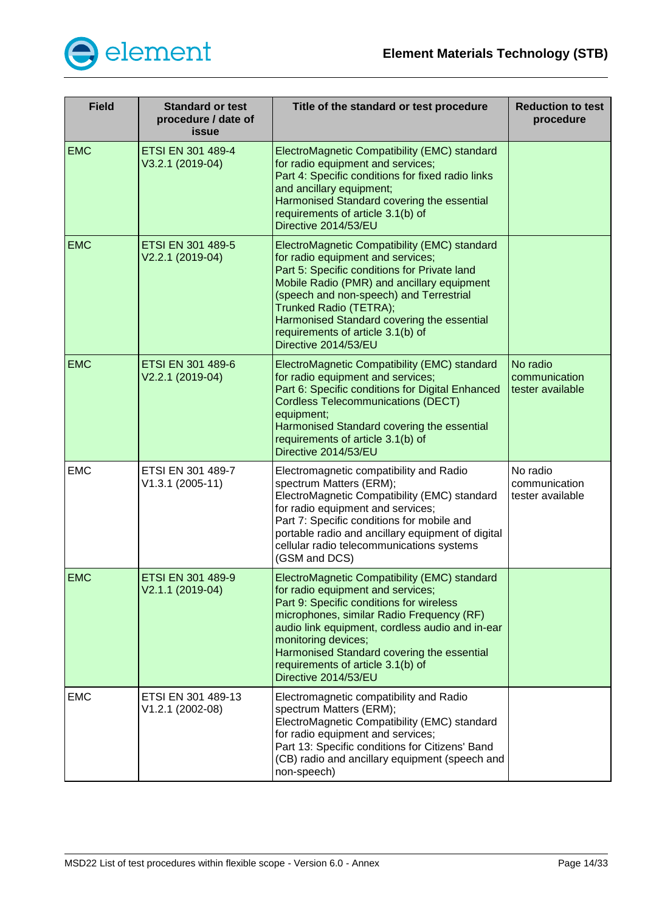| Field | Standard or test procedure / date of issue | Title of the standard or test procedure | Reduction to test procedure |
|---|---|---|---|
| EMC | ETSI EN 301 489-4 V3.2.1 (2019-04) | ElectroMagnetic Compatibility (EMC) standard for radio equipment and services; Part 4: Specific conditions for fixed radio links and ancillary equipment; Harmonised Standard covering the essential requirements of article 3.1(b) of Directive 2014/53/EU | |
| EMC | ETSI EN 301 489-5 V2.2.1 (2019-04) | ElectroMagnetic Compatibility (EMC) standard for radio equipment and services; Part 5: Specific conditions for Private land Mobile Radio (PMR) and ancillary equipment (speech and non-speech) and Terrestrial Trunked Radio (TETRA); Harmonised Standard covering the essential requirements of article 3.1(b) of Directive 2014/53/EU | |
| EMC | ETSI EN 301 489-6 V2.2.1 (2019-04) | ElectroMagnetic Compatibility (EMC) standard for radio equipment and services; Part 6: Specific conditions for Digital Enhanced Cordless Telecommunications (DECT) equipment; Harmonised Standard covering the essential requirements of article 3.1(b) of Directive 2014/53/EU | No radio communication tester available |
| EMC | ETSI EN 301 489-7 V1.3.1 (2005-11) | Electromagnetic compatibility and Radio spectrum Matters (ERM); ElectroMagnetic Compatibility (EMC) standard for radio equipment and services; Part 7: Specific conditions for mobile and portable radio and ancillary equipment of digital cellular radio telecommunications systems (GSM and DCS) | No radio communication tester available |
| EMC | ETSI EN 301 489-9 V2.1.1 (2019-04) | ElectroMagnetic Compatibility (EMC) standard for radio equipment and services; Part 9: Specific conditions for wireless microphones, similar Radio Frequency (RF) audio link equipment, cordless audio and in-ear monitoring devices; Harmonised Standard covering the essential requirements of article 3.1(b) of Directive 2014/53/EU | |
| EMC | ETSI EN 301 489-13 V1.2.1 (2002-08) | Electromagnetic compatibility and Radio spectrum Matters (ERM); ElectroMagnetic Compatibility (EMC) standard for radio equipment and services; Part 13: Specific conditions for Citizens' Band (CB) radio and ancillary equipment (speech and non-speech) | |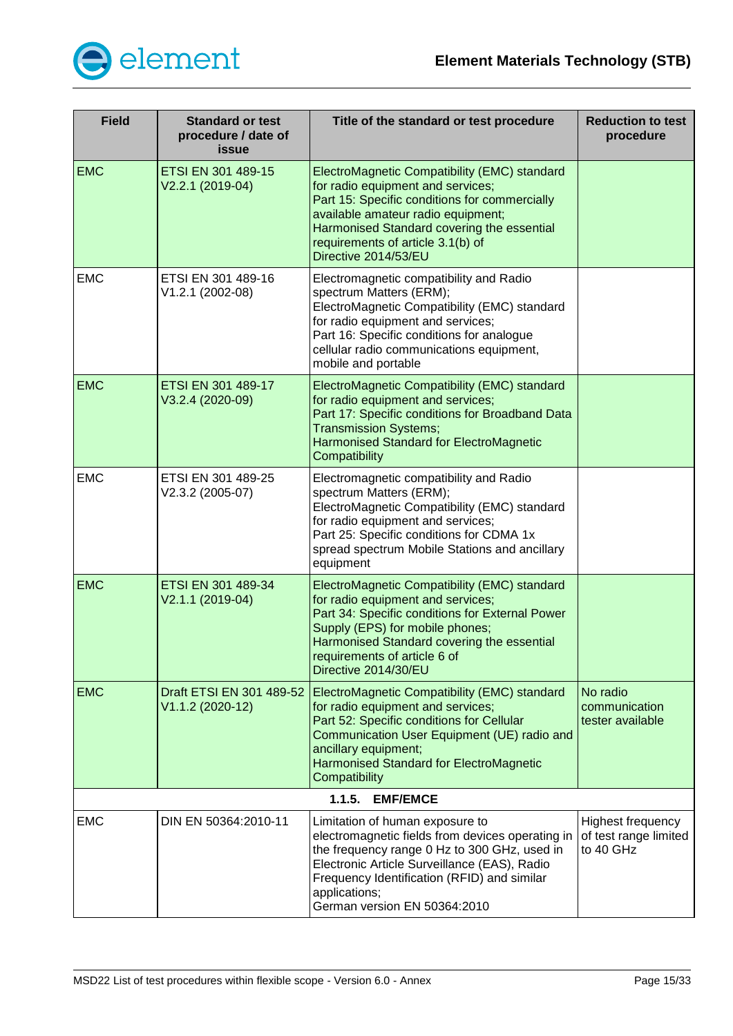| Field | Standard or test procedure / date of issue | Title of the standard or test procedure | Reduction to test procedure |
|---|---|---|---|
| EMC | ETSI EN 301 489-15 V2.2.1 (2019-04) | ElectroMagnetic Compatibility (EMC) standard for radio equipment and services; Part 15: Specific conditions for commercially available amateur radio equipment; Harmonised Standard covering the essential requirements of article 3.1(b) of Directive 2014/53/EU | |
| EMC | ETSI EN 301 489-16 V1.2.1 (2002-08) | Electromagnetic compatibility and Radio spectrum Matters (ERM); ElectroMagnetic Compatibility (EMC) standard for radio equipment and services; Part 16: Specific conditions for analogue cellular radio communications equipment, mobile and portable | |
| EMC | ETSI EN 301 489-17 V3.2.4 (2020-09) | ElectroMagnetic Compatibility (EMC) standard for radio equipment and services; Part 17: Specific conditions for Broadband Data Transmission Systems; Harmonised Standard for ElectroMagnetic Compatibility | |
| EMC | ETSI EN 301 489-25 V2.3.2 (2005-07) | Electromagnetic compatibility and Radio spectrum Matters (ERM); ElectroMagnetic Compatibility (EMC) standard for radio equipment and services; Part 25: Specific conditions for CDMA 1x spread spectrum Mobile Stations and ancillary equipment | |
| EMC | ETSI EN 301 489-34 V2.1.1 (2019-04) | ElectroMagnetic Compatibility (EMC) standard for radio equipment and services; Part 34: Specific conditions for External Power Supply (EPS) for mobile phones; Harmonised Standard covering the essential requirements of article 6 of Directive 2014/30/EU | |
| EMC | Draft ETSI EN 301 489-52 V1.1.2 (2020-12) | ElectroMagnetic Compatibility (EMC) standard for radio equipment and services; Part 52: Specific conditions for Cellular Communication User Equipment (UE) radio and ancillary equipment; Harmonised Standard for ElectroMagnetic Compatibility | No radio communication tester available |
| | | **1.1.5. EMF/EMCE** | |
| EMC | DIN EN 50364:2010-11 | Limitation of human exposure to electromagnetic fields from devices operating in the frequency range 0 Hz to 300 GHz, used in Electronic Article Surveillance (EAS), Radio Frequency Identification (RFID) and similar applications; German version EN 50364:2010 | Highest frequency of test range limited to 40 GHz |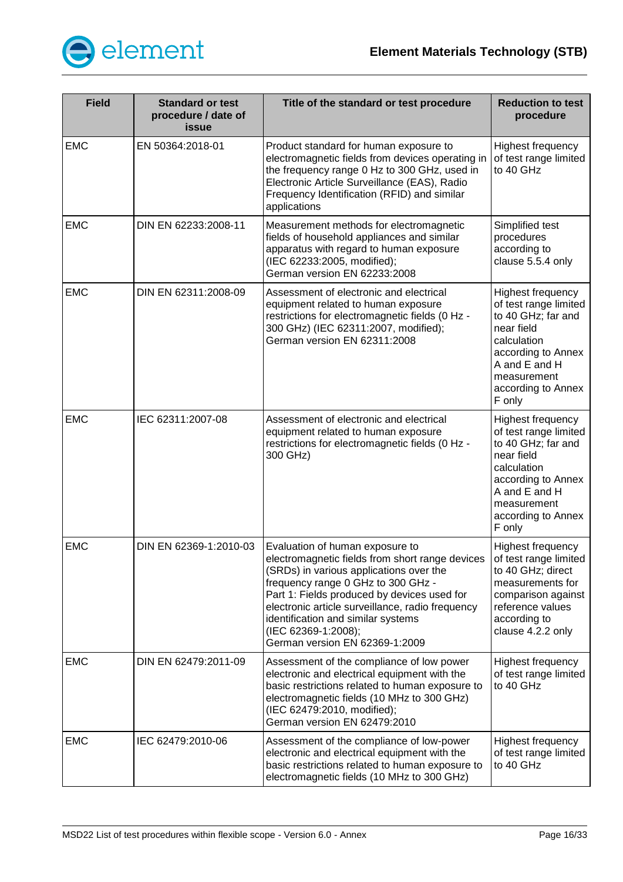| Field | Standard or test procedure / date of issue | Title of the standard or test procedure | Reduction to test procedure |
|---|---|---|---|
| EMC | EN 50364:2018-01 | Product standard for human exposure to electromagnetic fields from devices operating in the frequency range 0 Hz to 300 GHz, used in Electronic Article Surveillance (EAS), Radio Frequency Identification (RFID) and similar applications | Highest frequency of test range limited to 40 GHz |
| EMC | DIN EN 62233:2008-11 | Measurement methods for electromagnetic fields of household appliances and similar apparatus with regard to human exposure (IEC 62233:2005, modified); German version EN 62233:2008 | Simplified test procedures according to clause 5.5.4 only |
| EMC | DIN EN 62311:2008-09 | Assessment of electronic and electrical equipment related to human exposure restrictions for electromagnetic fields (0 Hz - 300 GHz) (IEC 62311:2007, modified); German version EN 62311:2008 | Highest frequency of test range limited to 40 GHz; far and near field calculation according to Annex A and E and H measurement according to Annex F only |
| EMC | IEC 62311:2007-08 | Assessment of electronic and electrical equipment related to human exposure restrictions for electromagnetic fields (0 Hz - 300 GHz) | Highest frequency of test range limited to 40 GHz; far and near field calculation according to Annex A and E and H measurement according to Annex F only |
| EMC | DIN EN 62369-1:2010-03 | Evaluation of human exposure to electromagnetic fields from short range devices (SRDs) in various applications over the frequency range 0 GHz to 300 GHz - Part 1: Fields produced by devices used for electronic article surveillance, radio frequency identification and similar systems (IEC 62369-1:2008); German version EN 62369-1:2009 | Highest frequency of test range limited to 40 GHz; direct measurements for comparison against reference values according to clause 4.2.2 only |
| EMC | DIN EN 62479:2011-09 | Assessment of the compliance of low power electronic and electrical equipment with the basic restrictions related to human exposure to electromagnetic fields (10 MHz to 300 GHz) (IEC 62479:2010, modified); German version EN 62479:2010 | Highest frequency of test range limited to 40 GHz |
| EMC | IEC 62479:2010-06 | Assessment of the compliance of low-power electronic and electrical equipment with the basic restrictions related to human exposure to electromagnetic fields (10 MHz to 300 GHz) | Highest frequency of test range limited to 40 GHz |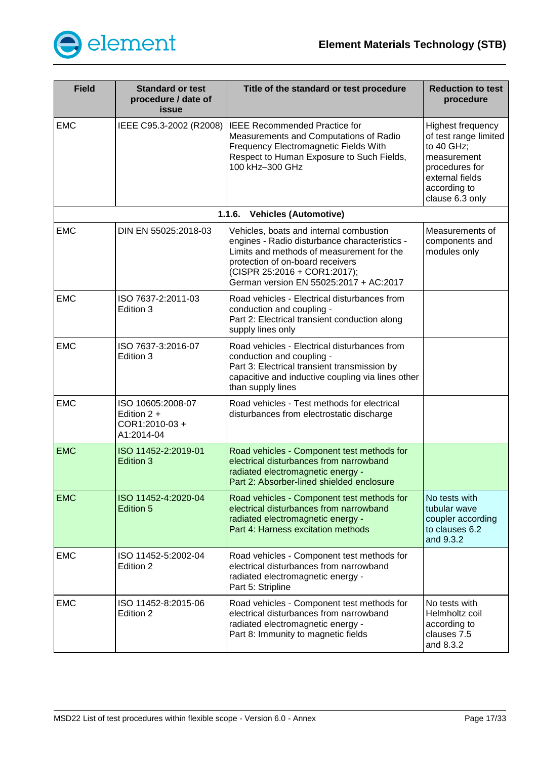| Field | Standard or test procedure / date of issue | Title of the standard or test procedure | Reduction to test procedure |
|---|---|---|---|
| EMC | IEEE C95.3-2002 (R2008) | IEEE Recommended Practice for Measurements and Computations of Radio Frequency Electromagnetic Fields With Respect to Human Exposure to Such Fields, 100 kHz–300 GHz | Highest frequency of test range limited to 40 GHz; measurement procedures for external fields according to clause 6.3 only |
| **1.1.6. Vehicles (Automotive)** | | | |
| EMC | DIN EN 55025:2018-03 | Vehicles, boats and internal combustion engines - Radio disturbance characteristics - Limits and methods of measurement for the protection of on-board receivers (CISPR 25:2016 + COR1:2017); German version EN 55025:2017 + AC:2017 | Measurements of components and modules only |
| EMC | ISO 7637-2:2011-03 Edition 3 | Road vehicles - Electrical disturbances from conduction and coupling - Part 2: Electrical transient conduction along supply lines only | |
| EMC | ISO 7637-3:2016-07 Edition 3 | Road vehicles - Electrical disturbances from conduction and coupling - Part 3: Electrical transient transmission by capacitive and inductive coupling via lines other than supply lines | |
| EMC | ISO 10605:2008-07 Edition 2 + COR1:2010-03 + A1:2014-04 | Road vehicles - Test methods for electrical disturbances from electrostatic discharge | |
| EMC | ISO 11452-2:2019-01 Edition 3 | Road vehicles - Component test methods for electrical disturbances from narrowband radiated electromagnetic energy - Part 2: Absorber-lined shielded enclosure | |
| EMC | ISO 11452-4:2020-04 Edition 5 | Road vehicles - Component test methods for electrical disturbances from narrowband radiated electromagnetic energy - Part 4: Harness excitation methods | No tests with tubular wave coupler according to clauses 6.2 and 9.3.2 |
| EMC | ISO 11452-5:2002-04 Edition 2 | Road vehicles - Component test methods for electrical disturbances from narrowband radiated electromagnetic energy - Part 5: Stripline | |
| EMC | ISO 11452-8:2015-06 Edition 2 | Road vehicles - Component test methods for electrical disturbances from narrowband radiated electromagnetic energy - Part 8: Immunity to magnetic fields | No tests with Helmholtz coil according to clauses 7.5 and 8.3.2 |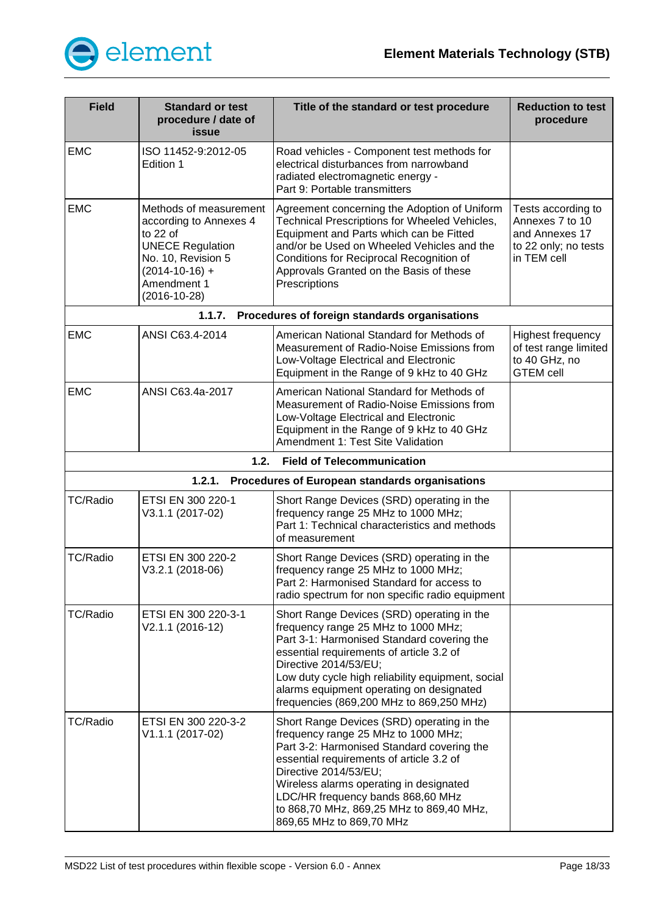| Field | Standard or test procedure / date of issue | Title of the standard or test procedure | Reduction to test procedure |
|---|---|---|---|
| EMC | ISO 11452-9:2012-05 Edition 1 | Road vehicles - Component test methods for electrical disturbances from narrowband radiated electromagnetic energy - Part 9: Portable transmitters | |
| EMC | Methods of measurement according to Annexes 4 to 22 of UNECE Regulation No. 10, Revision 5 (2014-10-16) + Amendment 1 (2016-10-28) | Agreement concerning the Adoption of Uniform Technical Prescriptions for Wheeled Vehicles, Equipment and Parts which can be Fitted and/or be Used on Wheeled Vehicles and the Conditions for Reciprocal Recognition of Approvals Granted on the Basis of these Prescriptions | Tests according to Annexes 7 to 10 and Annexes 17 to 22 only; no tests in TEM cell |
| **1.1.7. Procedures of foreign standards organisations** | | | |
| EMC | ANSI C63.4-2014 | American National Standard for Methods of Measurement of Radio-Noise Emissions from Low-Voltage Electrical and Electronic Equipment in the Range of 9 kHz to 40 GHz | Highest frequency of test range limited to 40 GHz, no GTEM cell |
| EMC | ANSI C63.4a-2017 | American National Standard for Methods of Measurement of Radio-Noise Emissions from Low-Voltage Electrical and Electronic Equipment in the Range of 9 kHz to 40 GHz Amendment 1: Test Site Validation | |
| **1.2. Field of Telecommunication** | | | |
| **1.2.1. Procedures of European standards organisations** | | | |
| TC/Radio | ETSI EN 300 220-1 V3.1.1 (2017-02) | Short Range Devices (SRD) operating in the frequency range 25 MHz to 1000 MHz; Part 1: Technical characteristics and methods of measurement | |
| TC/Radio | ETSI EN 300 220-2 V3.2.1 (2018-06) | Short Range Devices (SRD) operating in the frequency range 25 MHz to 1000 MHz; Part 2: Harmonised Standard for access to radio spectrum for non specific radio equipment | |
| TC/Radio | ETSI EN 300 220-3-1 V2.1.1 (2016-12) | Short Range Devices (SRD) operating in the frequency range 25 MHz to 1000 MHz; Part 3-1: Harmonised Standard covering the essential requirements of article 3.2 of Directive 2014/53/EU; Low duty cycle high reliability equipment, social alarms equipment operating on designated frequencies (869,200 MHz to 869,250 MHz) | |
| TC/Radio | ETSI EN 300 220-3-2 V1.1.1 (2017-02) | Short Range Devices (SRD) operating in the frequency range 25 MHz to 1000 MHz; Part 3-2: Harmonised Standard covering the essential requirements of article 3.2 of Directive 2014/53/EU; Wireless alarms operating in designated LDC/HR frequency bands 868,60 MHz to 868,70 MHz, 869,25 MHz to 869,40 MHz, 869,65 MHz to 869,70 MHz | |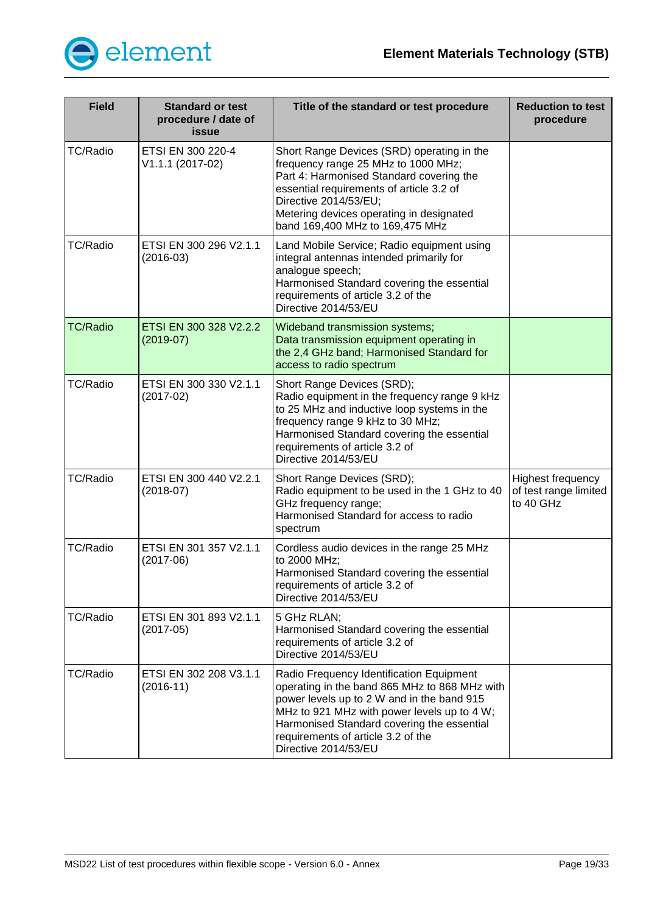| Field | Standard or test procedure / date of issue | Title of the standard or test procedure | Reduction to test procedure |
|---|---|---|---|
| TC/Radio | ETSI EN 300 220-4 V1.1.1 (2017-02) | Short Range Devices (SRD) operating in the frequency range 25 MHz to 1000 MHz; Part 4: Harmonised Standard covering the essential requirements of article 3.2 of Directive 2014/53/EU; Metering devices operating in designated band 169,400 MHz to 169,475 MHz | |
| TC/Radio | ETSI EN 300 296 V2.1.1 (2016-03) | Land Mobile Service; Radio equipment using integral antennas intended primarily for analogue speech; Harmonised Standard covering the essential requirements of article 3.2 of the Directive 2014/53/EU | |
| TC/Radio | ETSI EN 300 328 V2.2.2 (2019-07) | Wideband transmission systems; Data transmission equipment operating in the 2,4 GHz band; Harmonised Standard for access to radio spectrum | |
| TC/Radio | ETSI EN 300 330 V2.1.1 (2017-02) | Short Range Devices (SRD); Radio equipment in the frequency range 9 kHz to 25 MHz and inductive loop systems in the frequency range 9 kHz to 30 MHz; Harmonised Standard covering the essential requirements of article 3.2 of Directive 2014/53/EU | |
| TC/Radio | ETSI EN 300 440 V2.2.1 (2018-07) | Short Range Devices (SRD); Radio equipment to be used in the 1 GHz to 40 GHz frequency range; Harmonised Standard for access to radio spectrum | Highest frequency of test range limited to 40 GHz |
| TC/Radio | ETSI EN 301 357 V2.1.1 (2017-06) | Cordless audio devices in the range 25 MHz to 2000 MHz; Harmonised Standard covering the essential requirements of article 3.2 of Directive 2014/53/EU | |
| TC/Radio | ETSI EN 301 893 V2.1.1 (2017-05) | 5 GHz RLAN; Harmonised Standard covering the essential requirements of article 3.2 of Directive 2014/53/EU | |
| TC/Radio | ETSI EN 302 208 V3.1.1 (2016-11) | Radio Frequency Identification Equipment operating in the band 865 MHz to 868 MHz with power levels up to 2 W and in the band 915 MHz to 921 MHz with power levels up to 4 W; Harmonised Standard covering the essential requirements of article 3.2 of the Directive 2014/53/EU | |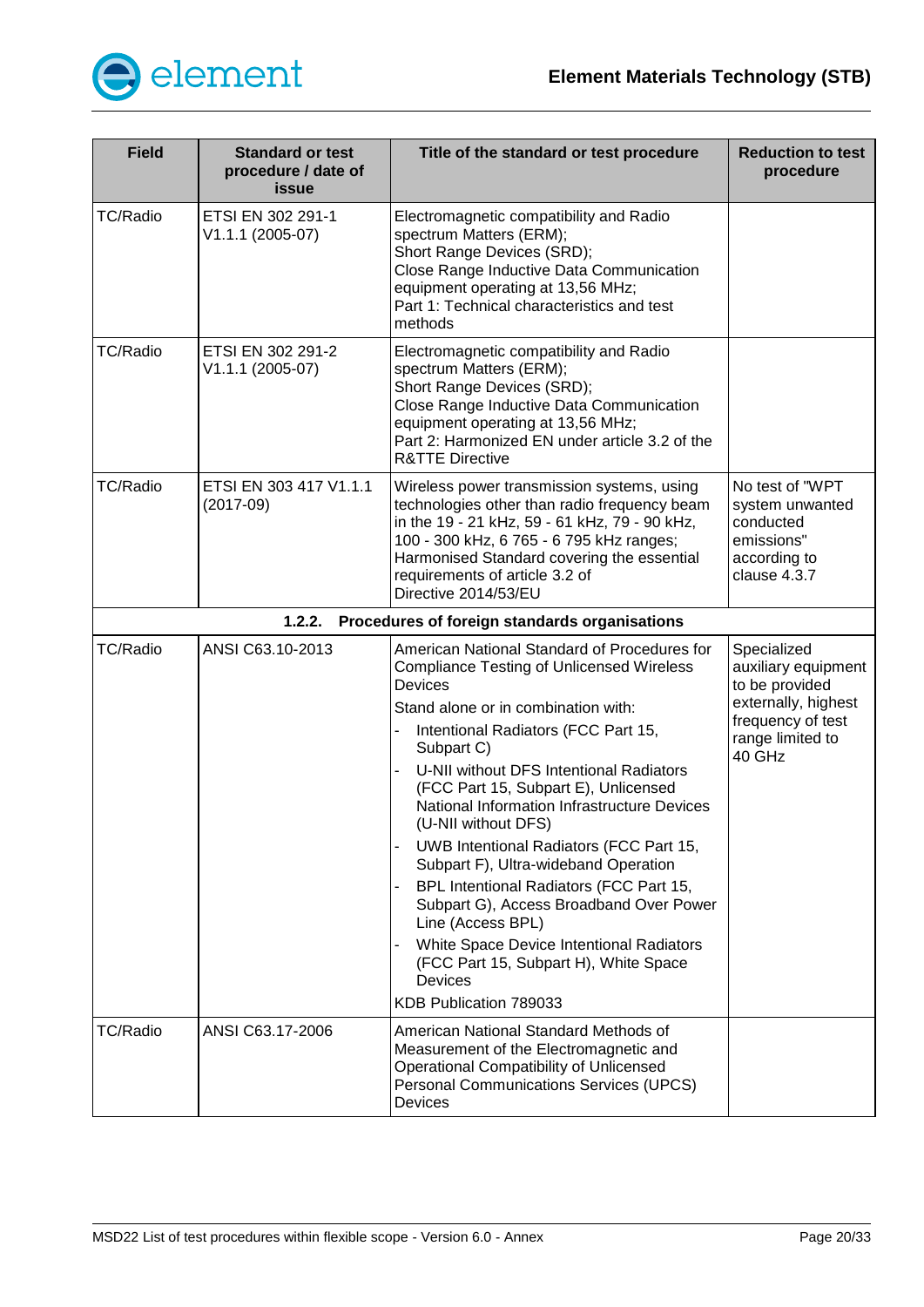| Field | Standard or test procedure / date of issue | Title of the standard or test procedure | Reduction to test procedure |
|---|---|---|---|
| TC/Radio | ETSI EN 302 291-1 V1.1.1 (2005-07) | Electromagnetic compatibility and Radio spectrum Matters (ERM); Short Range Devices (SRD); Close Range Inductive Data Communication equipment operating at 13,56 MHz; Part 1: Technical characteristics and test methods | |
| TC/Radio | ETSI EN 302 291-2 V1.1.1 (2005-07) | Electromagnetic compatibility and Radio spectrum Matters (ERM); Short Range Devices (SRD); Close Range Inductive Data Communication equipment operating at 13,56 MHz; Part 2: Harmonized EN under article 3.2 of the R&TTE Directive | |
| TC/Radio | ETSI EN 303 417 V1.1.1 (2017-09) | Wireless power transmission systems, using technologies other than radio frequency beam in the 19 - 21 kHz, 59 - 61 kHz, 79 - 90 kHz, 100 - 300 kHz, 6 765 - 6 795 kHz ranges; Harmonised Standard covering the essential requirements of article 3.2 of Directive 2014/53/EU | No test of "WPT system unwanted conducted emissions" according to clause 4.3.7 |
| **1.2.2. Procedures of foreign standards organisations** | | | |
| TC/Radio | ANSI C63.10-2013 | American National Standard of Procedures for Compliance Testing of Unlicensed Wireless Devices<br>Stand alone or in combination with:<br>- Intentional Radiators (FCC Part 15, Subpart C)<br>- U-NII without DFS Intentional Radiators (FCC Part 15, Subpart E), Unlicensed National Information Infrastructure Devices (U-NII without DFS)<br>- UWB Intentional Radiators (FCC Part 15, Subpart F), Ultra-wideband Operation<br>- BPL Intentional Radiators (FCC Part 15, Subpart G), Access Broadband Over Power Line (Access BPL)<br>- White Space Device Intentional Radiators (FCC Part 15, Subpart H), White Space Devices<br>KDB Publication 789033 | Specialized auxiliary equipment to be provided externally, highest frequency of test range limited to 40 GHz |
| TC/Radio | ANSI C63.17-2006 | American National Standard Methods of Measurement of the Electromagnetic and Operational Compatibility of Unlicensed Personal Communications Services (UPCS) Devices | |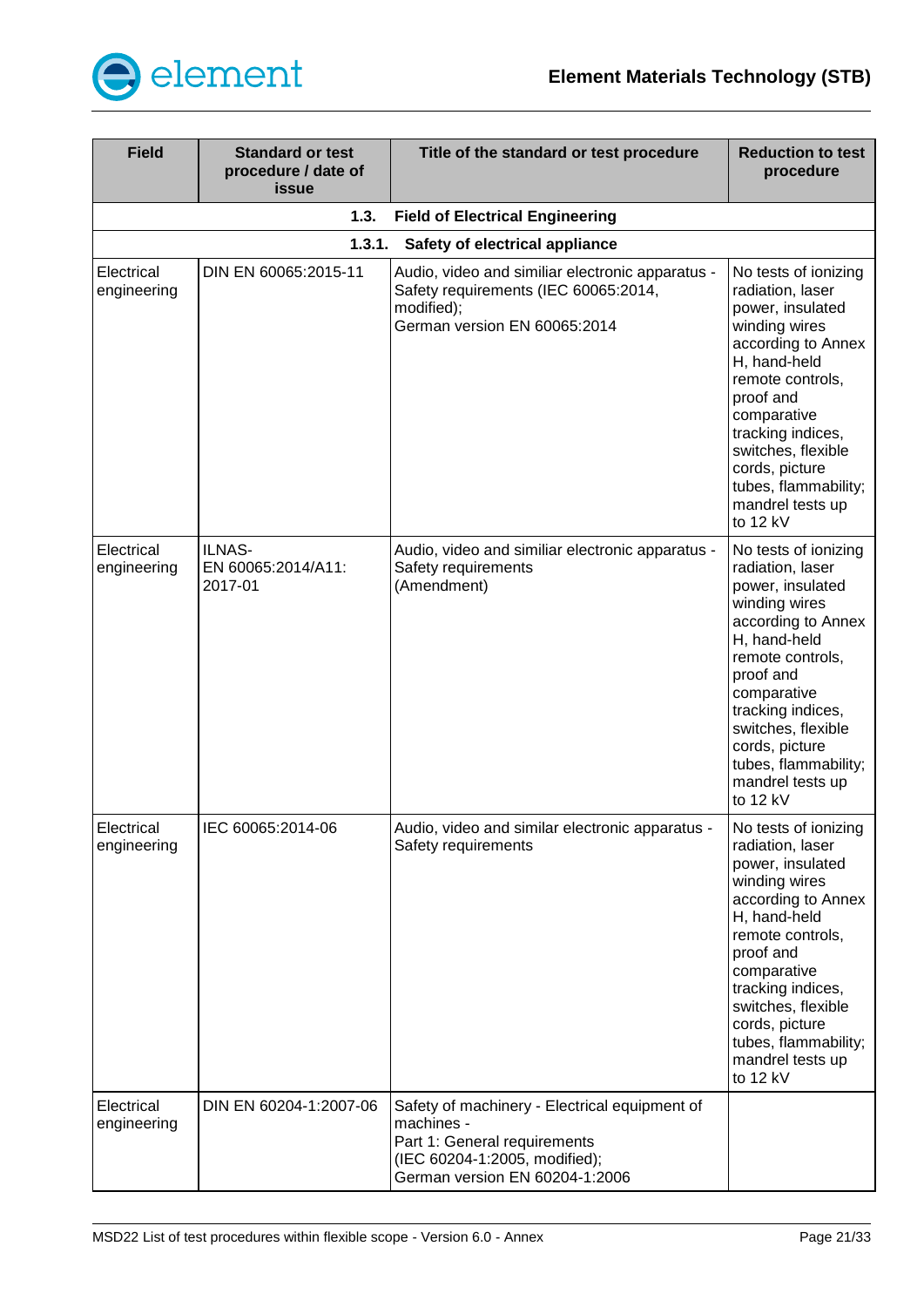| Field | Standard or test procedure / date of issue | Title of the standard or test procedure | Reduction to test procedure |
|---|---|---|---|
| | **1.3.** | **Field of Electrical Engineering** | |
| | **1.3.1.** | **Safety of electrical appliance** | |
| Electrical engineering | DIN EN 60065:2015-11 | Audio, video and similiar electronic apparatus - Safety requirements (IEC 60065:2014, modified); German version EN 60065:2014 | No tests of ionizing radiation, laser power, insulated winding wires according to Annex H, hand-held remote controls, proof and comparative tracking indices, switches, flexible cords, picture tubes, flammability; mandrel tests up to 12 kV |
| Electrical engineering | ILNAS-EN 60065:2014/A11: 2017-01 | Audio, video and similiar electronic apparatus - Safety requirements (Amendment) | No tests of ionizing radiation, laser power, insulated winding wires according to Annex H, hand-held remote controls, proof and comparative tracking indices, switches, flexible cords, picture tubes, flammability; mandrel tests up to 12 kV |
| Electrical engineering | IEC 60065:2014-06 | Audio, video and similar electronic apparatus - Safety requirements | No tests of ionizing radiation, laser power, insulated winding wires according to Annex H, hand-held remote controls, proof and comparative tracking indices, switches, flexible cords, picture tubes, flammability; mandrel tests up to 12 kV |
| Electrical engineering | DIN EN 60204-1:2007-06 | Safety of machinery - Electrical equipment of machines - Part 1: General requirements (IEC 60204-1:2005, modified); German version EN 60204-1:2006 | |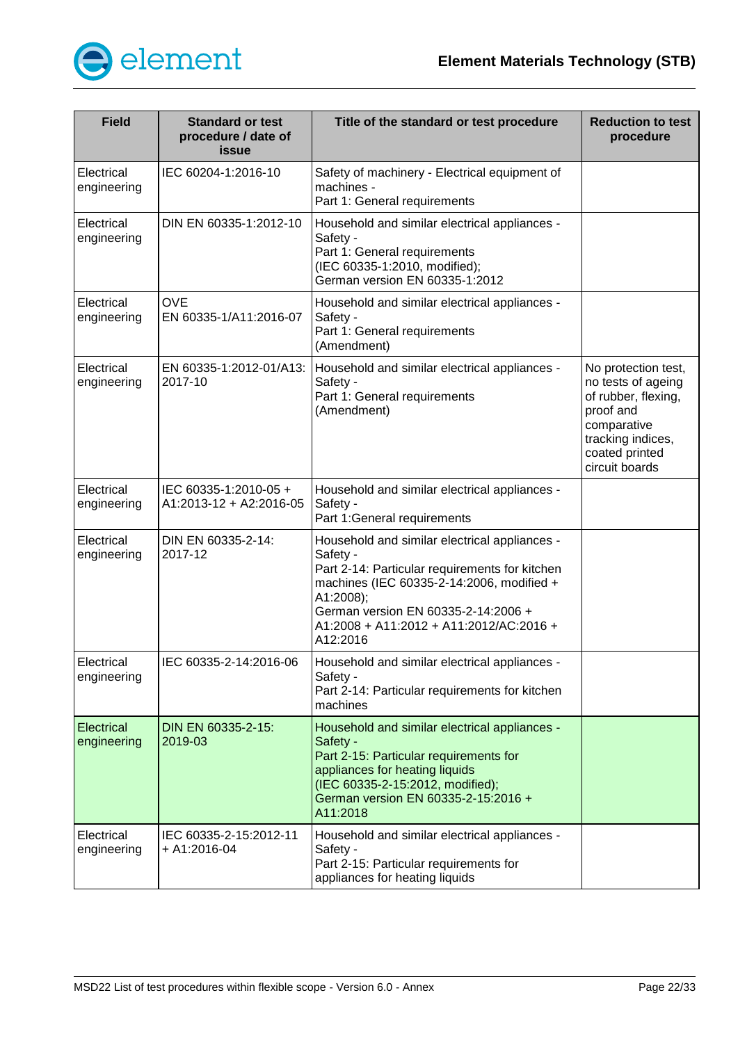| Field | Standard or test procedure / date of issue | Title of the standard or test procedure | Reduction to test procedure |
|---|---|---|---|
| Electrical engineering | IEC 60204-1:2016-10 | Safety of machinery - Electrical equipment of machines - Part 1: General requirements | |
| Electrical engineering | DIN EN 60335-1:2012-10 | Household and similar electrical appliances - Safety - Part 1: General requirements (IEC 60335-1:2010, modified); German version EN 60335-1:2012 | |
| Electrical engineering | OVE EN 60335-1/A11:2016-07 | Household and similar electrical appliances - Safety - Part 1: General requirements (Amendment) | |
| Electrical engineering | EN 60335-1:2012-01/A13: 2017-10 | Household and similar electrical appliances - Safety - Part 1: General requirements (Amendment) | No protection test, no tests of ageing of rubber, flexing, proof and comparative tracking indices, coated printed circuit boards |
| Electrical engineering | IEC 60335-1:2010-05 + A1:2013-12 + A2:2016-05 | Household and similar electrical appliances - Safety - Part 1:General requirements | |
| Electrical engineering | DIN EN 60335-2-14: 2017-12 | Household and similar electrical appliances - Safety - Part 2-14: Particular requirements for kitchen machines (IEC 60335-2-14:2006, modified + A1:2008); German version EN 60335-2-14:2006 + A1:2008 + A11:2012 + A11:2012/AC:2016 + A12:2016 | |
| Electrical engineering | IEC 60335-2-14:2016-06 | Household and similar electrical appliances - Safety - Part 2-14: Particular requirements for kitchen machines | |
| Electrical engineering | DIN EN 60335-2-15: 2019-03 | Household and similar electrical appliances - Safety - Part 2-15: Particular requirements for appliances for heating liquids (IEC 60335-2-15:2012, modified); German version EN 60335-2-15:2016 + A11:2018 | |
| Electrical engineering | IEC 60335-2-15:2012-11 + A1:2016-04 | Household and similar electrical appliances - Safety - Part 2-15: Particular requirements for appliances for heating liquids | |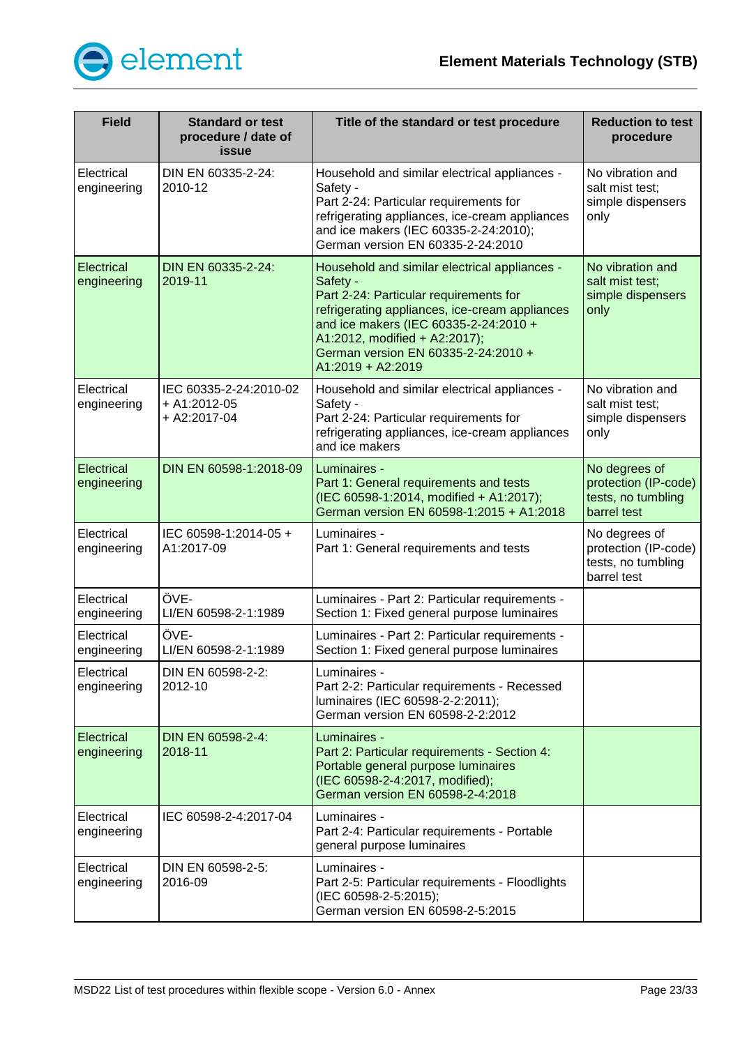| Field | Standard or test procedure / date of issue | Title of the standard or test procedure | Reduction to test procedure |
|---|---|---|---|
| Electrical engineering | DIN EN 60335-2-24: 2010-12 | Household and similar electrical appliances - Safety - Part 2-24: Particular requirements for refrigerating appliances, ice-cream appliances and ice makers (IEC 60335-2-24:2010); German version EN 60335-2-24:2010 | No vibration and salt mist test; simple dispensers only |
| Electrical engineering | DIN EN 60335-2-24: 2019-11 | Household and similar electrical appliances - Safety - Part 2-24: Particular requirements for refrigerating appliances, ice-cream appliances and ice makers (IEC 60335-2-24:2010 + A1:2012, modified + A2:2017); German version EN 60335-2-24:2010 + A1:2019 + A2:2019 | No vibration and salt mist test; simple dispensers only |
| Electrical engineering | IEC 60335-2-24:2010-02 + A1:2012-05 + A2:2017-04 | Household and similar electrical appliances - Safety - Part 2-24: Particular requirements for refrigerating appliances, ice-cream appliances and ice makers | No vibration and salt mist test; simple dispensers only |
| Electrical engineering | DIN EN 60598-1:2018-09 | Luminaires - Part 1: General requirements and tests (IEC 60598-1:2014, modified + A1:2017); German version EN 60598-1:2015 + A1:2018 | No degrees of protection (IP-code) tests, no tumbling barrel test |
| Electrical engineering | IEC 60598-1:2014-05 + A1:2017-09 | Luminaires - Part 1: General requirements and tests | No degrees of protection (IP-code) tests, no tumbling barrel test |
| Electrical engineering | ÖVE-LI/EN 60598-2-1:1989 | Luminaires - Part 2: Particular requirements - Section 1: Fixed general purpose luminaires | |
| Electrical engineering | ÖVE-LI/EN 60598-2-1:1989 | Luminaires - Part 2: Particular requirements - Section 1: Fixed general purpose luminaires | |
| Electrical engineering | DIN EN 60598-2-2: 2012-10 | Luminaires - Part 2-2: Particular requirements - Recessed luminaires (IEC 60598-2-2:2011); German version EN 60598-2-2:2012 | |
| Electrical engineering | DIN EN 60598-2-4: 2018-11 | Luminaires - Part 2: Particular requirements - Section 4: Portable general purpose luminaires (IEC 60598-2-4:2017, modified); German version EN 60598-2-4:2018 | |
| Electrical engineering | IEC 60598-2-4:2017-04 | Luminaires - Part 2-4: Particular requirements - Portable general purpose luminaires | |
| Electrical engineering | DIN EN 60598-2-5: 2016-09 | Luminaires - Part 2-5: Particular requirements - Floodlights (IEC 60598-2-5:2015); German version EN 60598-2-5:2015 | |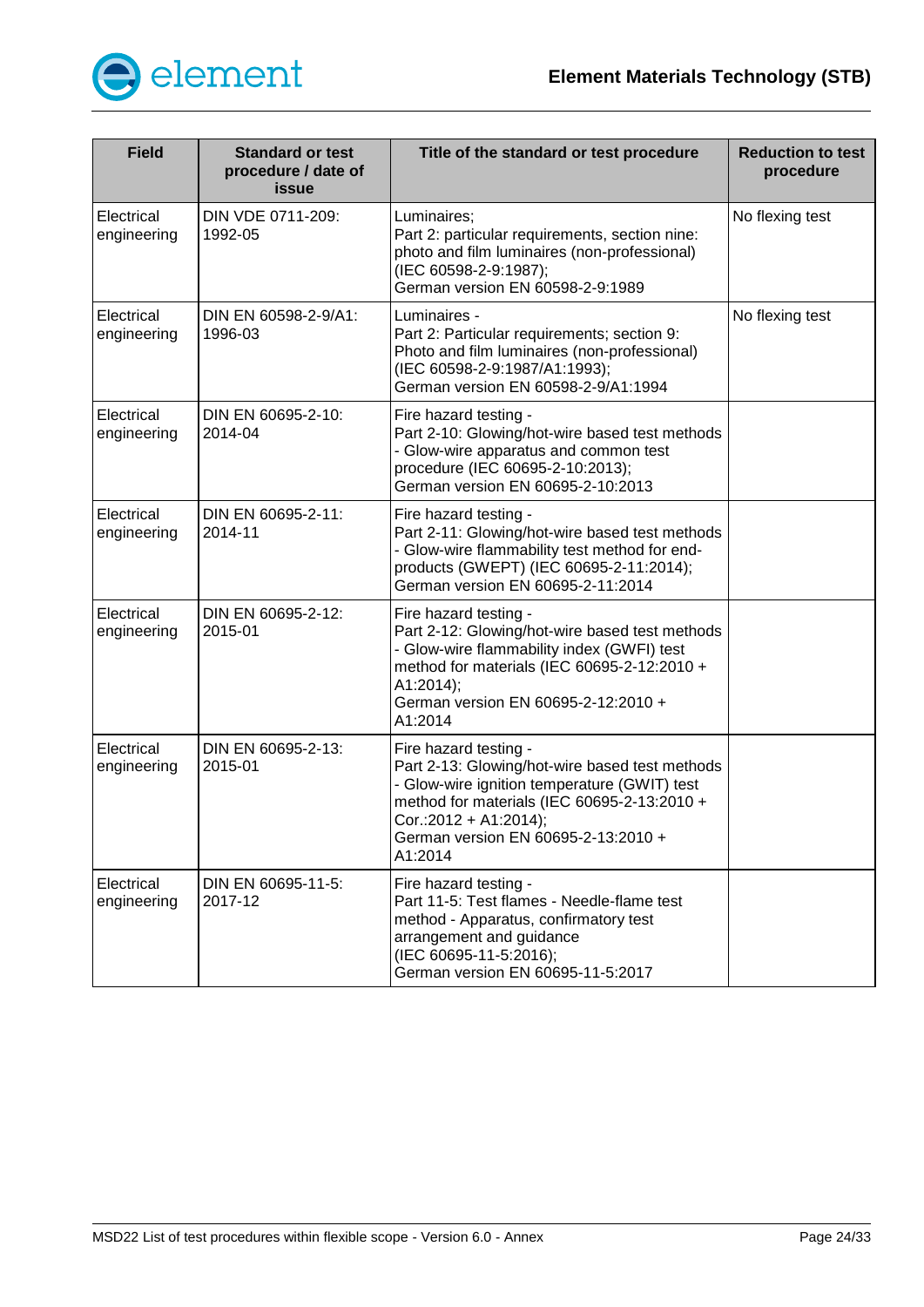| Field | Standard or test procedure / date of issue | Title of the standard or test procedure | Reduction to test procedure |
|---|---|---|---|
| Electrical engineering | DIN VDE 0711-209: 1992-05 | Luminaires; Part 2: particular requirements, section nine: photo and film luminaires (non-professional) (IEC 60598-2-9:1987); German version EN 60598-2-9:1989 | No flexing test |
| Electrical engineering | DIN EN 60598-2-9/A1: 1996-03 | Luminaires - Part 2: Particular requirements; section 9: Photo and film luminaires (non-professional) (IEC 60598-2-9:1987/A1:1993); German version EN 60598-2-9/A1:1994 | No flexing test |
| Electrical engineering | DIN EN 60695-2-10: 2014-04 | Fire hazard testing - Part 2-10: Glowing/hot-wire based test methods - Glow-wire apparatus and common test procedure (IEC 60695-2-10:2013); German version EN 60695-2-10:2013 | |
| Electrical engineering | DIN EN 60695-2-11: 2014-11 | Fire hazard testing - Part 2-11: Glowing/hot-wire based test methods - Glow-wire flammability test method for end-products (GWEPT) (IEC 60695-2-11:2014); German version EN 60695-2-11:2014 | |
| Electrical engineering | DIN EN 60695-2-12: 2015-01 | Fire hazard testing - Part 2-12: Glowing/hot-wire based test methods - Glow-wire flammability index (GWFI) test method for materials (IEC 60695-2-12:2010 + A1:2014); German version EN 60695-2-12:2010 + A1:2014 | |
| Electrical engineering | DIN EN 60695-2-13: 2015-01 | Fire hazard testing - Part 2-13: Glowing/hot-wire based test methods - Glow-wire ignition temperature (GWIT) test method for materials (IEC 60695-2-13:2010 + Cor.:2012 + A1:2014); German version EN 60695-2-13:2010 + A1:2014 | |
| Electrical engineering | DIN EN 60695-11-5: 2017-12 | Fire hazard testing - Part 11-5: Test flames - Needle-flame test method - Apparatus, confirmatory test arrangement and guidance (IEC 60695-11-5:2016); German version EN 60695-11-5:2017 | |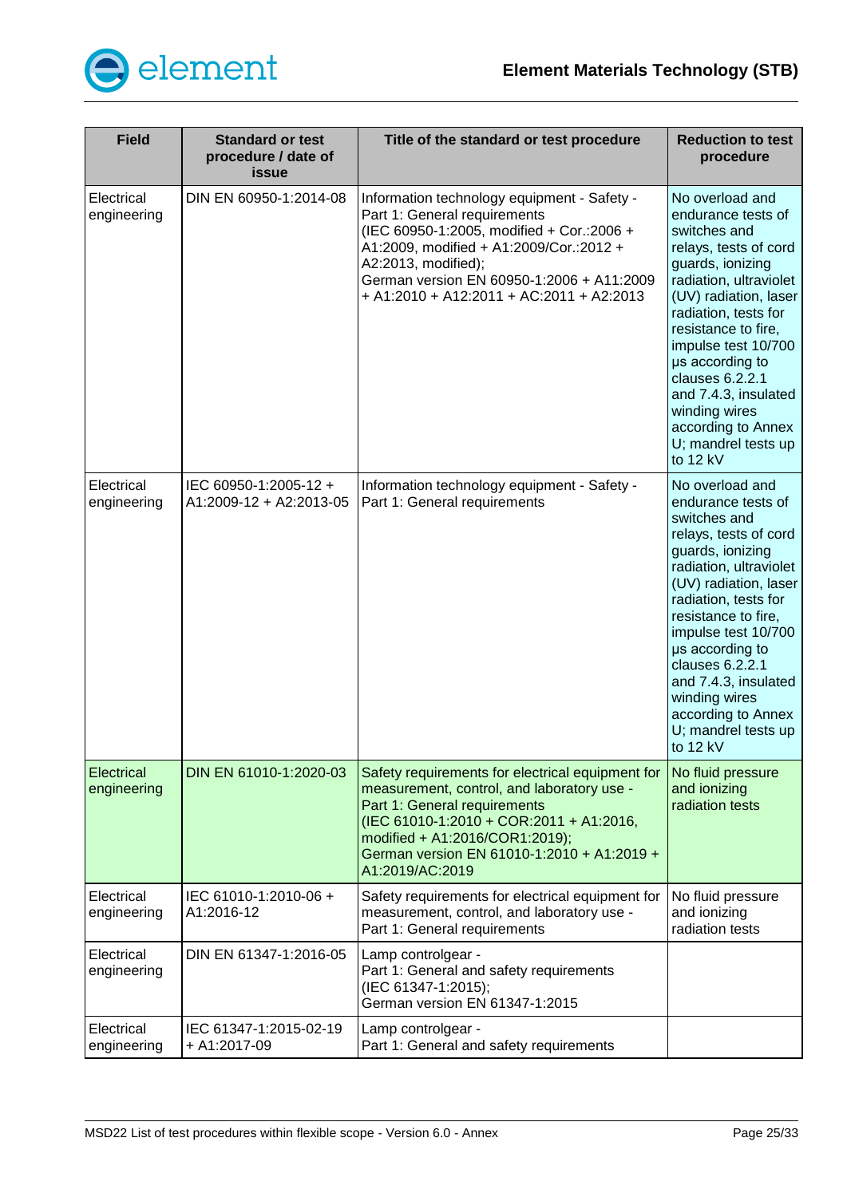| Field | Standard or test procedure / date of issue | Title of the standard or test procedure | Reduction to test procedure |
|---|---|---|---|
| Electrical engineering | DIN EN 60950-1:2014-08 | Information technology equipment - Safety - Part 1: General requirements (IEC 60950-1:2005, modified + Cor.:2006 + A1:2009, modified + A1:2009/Cor.:2012 + A2:2013, modified); German version EN 60950-1:2006 + A11:2009 + A1:2010 + A12:2011 + AC:2011 + A2:2013 | No overload and endurance tests of switches and relays, tests of cord guards, ionizing radiation, ultraviolet (UV) radiation, laser radiation, tests for resistance to fire, impulse test 10/700 µs according to clauses 6.2.2.1 and 7.4.3, insulated winding wires according to Annex U; mandrel tests up to 12 kV |
| Electrical engineering | IEC 60950-1:2005-12 + A1:2009-12 + A2:2013-05 | Information technology equipment - Safety - Part 1: General requirements | No overload and endurance tests of switches and relays, tests of cord guards, ionizing radiation, ultraviolet (UV) radiation, laser radiation, tests for resistance to fire, impulse test 10/700 µs according to clauses 6.2.2.1 and 7.4.3, insulated winding wires according to Annex U; mandrel tests up to 12 kV |
| Electrical engineering | DIN EN 61010-1:2020-03 | Safety requirements for electrical equipment for measurement, control, and laboratory use - Part 1: General requirements (IEC 61010-1:2010 + COR:2011 + A1:2016, modified + A1:2016/COR1:2019); German version EN 61010-1:2010 + A1:2019 + A1:2019/AC:2019 | No fluid pressure and ionizing radiation tests |
| Electrical engineering | IEC 61010-1:2010-06 + A1:2016-12 | Safety requirements for electrical equipment for measurement, control, and laboratory use - Part 1: General requirements | No fluid pressure and ionizing radiation tests |
| Electrical engineering | DIN EN 61347-1:2016-05 | Lamp controlgear - Part 1: General and safety requirements (IEC 61347-1:2015); German version EN 61347-1:2015 | |
| Electrical engineering | IEC 61347-1:2015-02-19 + A1:2017-09 | Lamp controlgear - Part 1: General and safety requirements | |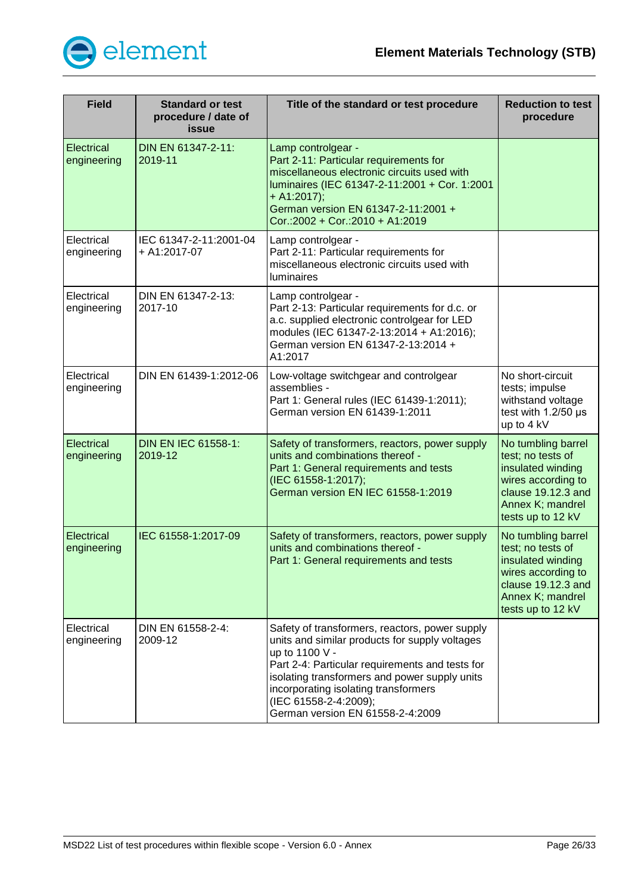| Field | Standard or test procedure / date of issue | Title of the standard or test procedure | Reduction to test procedure |
|---|---|---|---|
| Electrical engineering | DIN EN 61347-2-11: 2019-11 | Lamp controlgear - Part 2-11: Particular requirements for miscellaneous electronic circuits used with luminaires (IEC 61347-2-11:2001 + Cor. 1:2001 + A1:2017); German version EN 61347-2-11:2001 + Cor.:2002 + Cor.:2010 + A1:2019 | |
| Electrical engineering | IEC 61347-2-11:2001-04 + A1:2017-07 | Lamp controlgear - Part 2-11: Particular requirements for miscellaneous electronic circuits used with luminaires | |
| Electrical engineering | DIN EN 61347-2-13: 2017-10 | Lamp controlgear - Part 2-13: Particular requirements for d.c. or a.c. supplied electronic controlgear for LED modules (IEC 61347-2-13:2014 + A1:2016); German version EN 61347-2-13:2014 + A1:2017 | |
| Electrical engineering | DIN EN 61439-1:2012-06 | Low-voltage switchgear and controlgear assemblies - Part 1: General rules (IEC 61439-1:2011); German version EN 61439-1:2011 | No short-circuit tests; impulse withstand voltage test with 1.2/50 µs up to 4 kV |
| Electrical engineering | DIN EN IEC 61558-1: 2019-12 | Safety of transformers, reactors, power supply units and combinations thereof - Part 1: General requirements and tests (IEC 61558-1:2017); German version EN IEC 61558-1:2019 | No tumbling barrel test; no tests of insulated winding wires according to clause 19.12.3 and Annex K; mandrel tests up to 12 kV |
| Electrical engineering | IEC 61558-1:2017-09 | Safety of transformers, reactors, power supply units and combinations thereof - Part 1: General requirements and tests | No tumbling barrel test; no tests of insulated winding wires according to clause 19.12.3 and Annex K; mandrel tests up to 12 kV |
| Electrical engineering | DIN EN 61558-2-4: 2009-12 | Safety of transformers, reactors, power supply units and similar products for supply voltages up to 1100 V - Part 2-4: Particular requirements and tests for isolating transformers and power supply units incorporating isolating transformers (IEC 61558-2-4:2009); German version EN 61558-2-4:2009 | |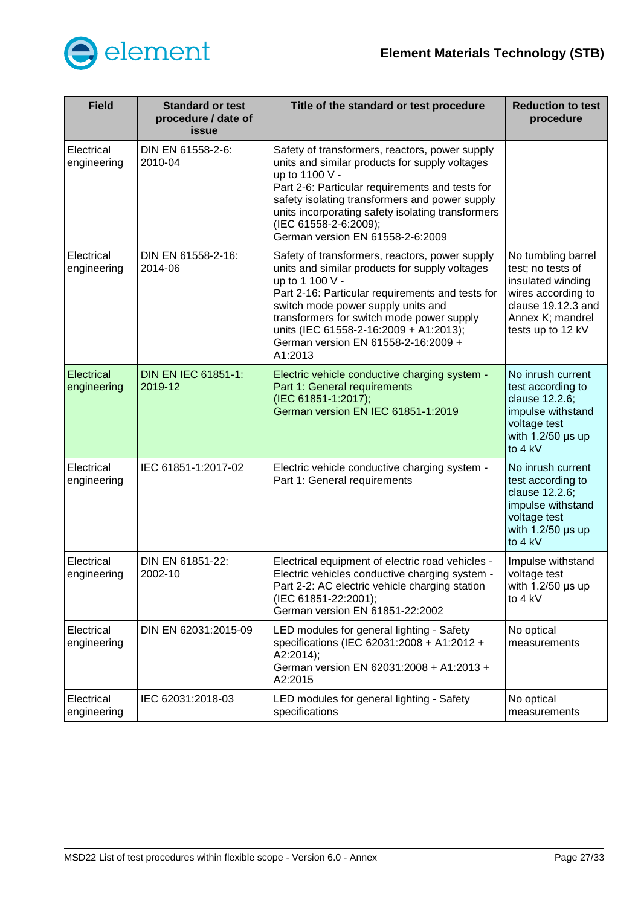| Field | Standard or test procedure / date of issue | Title of the standard or test procedure | Reduction to test procedure |
|---|---|---|---|
| Electrical engineering | DIN EN 61558-2-6: 2010-04 | Safety of transformers, reactors, power supply units and similar products for supply voltages up to 1100 V - Part 2-6: Particular requirements and tests for safety isolating transformers and power supply units incorporating safety isolating transformers (IEC 61558-2-6:2009); German version EN 61558-2-6:2009 | |
| Electrical engineering | DIN EN 61558-2-16: 2014-06 | Safety of transformers, reactors, power supply units and similar products for supply voltages up to 1 100 V - Part 2-16: Particular requirements and tests for switch mode power supply units and transformers for switch mode power supply units (IEC 61558-2-16:2009 + A1:2013); German version EN 61558-2-16:2009 + A1:2013 | No tumbling barrel test; no tests of insulated winding wires according to clause 19.12.3 and Annex K; mandrel tests up to 12 kV |
| Electrical engineering | DIN EN IEC 61851-1: 2019-12 | Electric vehicle conductive charging system - Part 1: General requirements (IEC 61851-1:2017); German version EN IEC 61851-1:2019 | No inrush current test according to clause 12.2.6; impulse withstand voltage test with 1.2/50 µs up to 4 kV |
| Electrical engineering | IEC 61851-1:2017-02 | Electric vehicle conductive charging system - Part 1: General requirements | No inrush current test according to clause 12.2.6; impulse withstand voltage test with 1.2/50 µs up to 4 kV |
| Electrical engineering | DIN EN 61851-22: 2002-10 | Electrical equipment of electric road vehicles - Electric vehicles conductive charging system - Part 2-2: AC electric vehicle charging station (IEC 61851-22:2001); German version EN 61851-22:2002 | Impulse withstand voltage test with 1.2/50 µs up to 4 kV |
| Electrical engineering | DIN EN 62031:2015-09 | LED modules for general lighting - Safety specifications (IEC 62031:2008 + A1:2012 + A2:2014); German version EN 62031:2008 + A1:2013 + A2:2015 | No optical measurements |
| Electrical engineering | IEC 62031:2018-03 | LED modules for general lighting - Safety specifications | No optical measurements |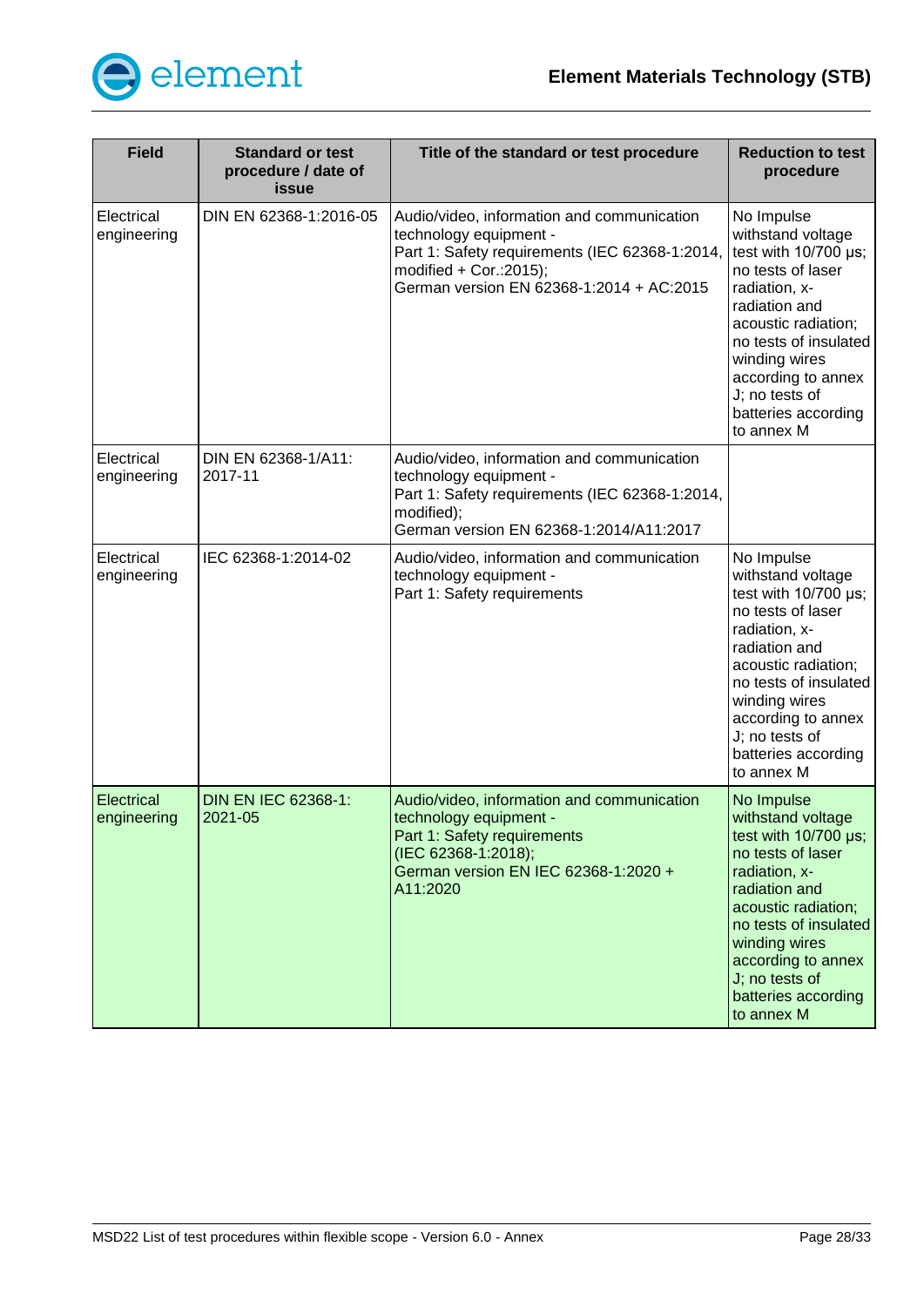| Field | Standard or test procedure / date of issue | Title of the standard or test procedure | Reduction to test procedure |
|---|---|---|---|
| Electrical engineering | DIN EN 62368-1:2016-05 | Audio/video, information and communication technology equipment - Part 1: Safety requirements (IEC 62368-1:2014, modified + Cor.:2015); German version EN 62368-1:2014 + AC:2015 | No Impulse withstand voltage test with 10/700 µs; no tests of laser radiation, x-radiation and acoustic radiation; no tests of insulated winding wires according to annex J; no tests of batteries according to annex M |
| Electrical engineering | DIN EN 62368-1/A11: 2017-11 | Audio/video, information and communication technology equipment - Part 1: Safety requirements (IEC 62368-1:2014, modified); German version EN 62368-1:2014/A11:2017 | |
| Electrical engineering | IEC 62368-1:2014-02 | Audio/video, information and communication technology equipment - Part 1: Safety requirements | No Impulse withstand voltage test with 10/700 µs; no tests of laser radiation, x-radiation and acoustic radiation; no tests of insulated winding wires according to annex J; no tests of batteries according to annex M |
| Electrical engineering | DIN EN IEC 62368-1: 2021-05 | Audio/video, information and communication technology equipment - Part 1: Safety requirements (IEC 62368-1:2018); German version EN IEC 62368-1:2020 + A11:2020 | No Impulse withstand voltage test with 10/700 µs; no tests of laser radiation, x-radiation and acoustic radiation; no tests of insulated winding wires according to annex J; no tests of batteries according to annex M |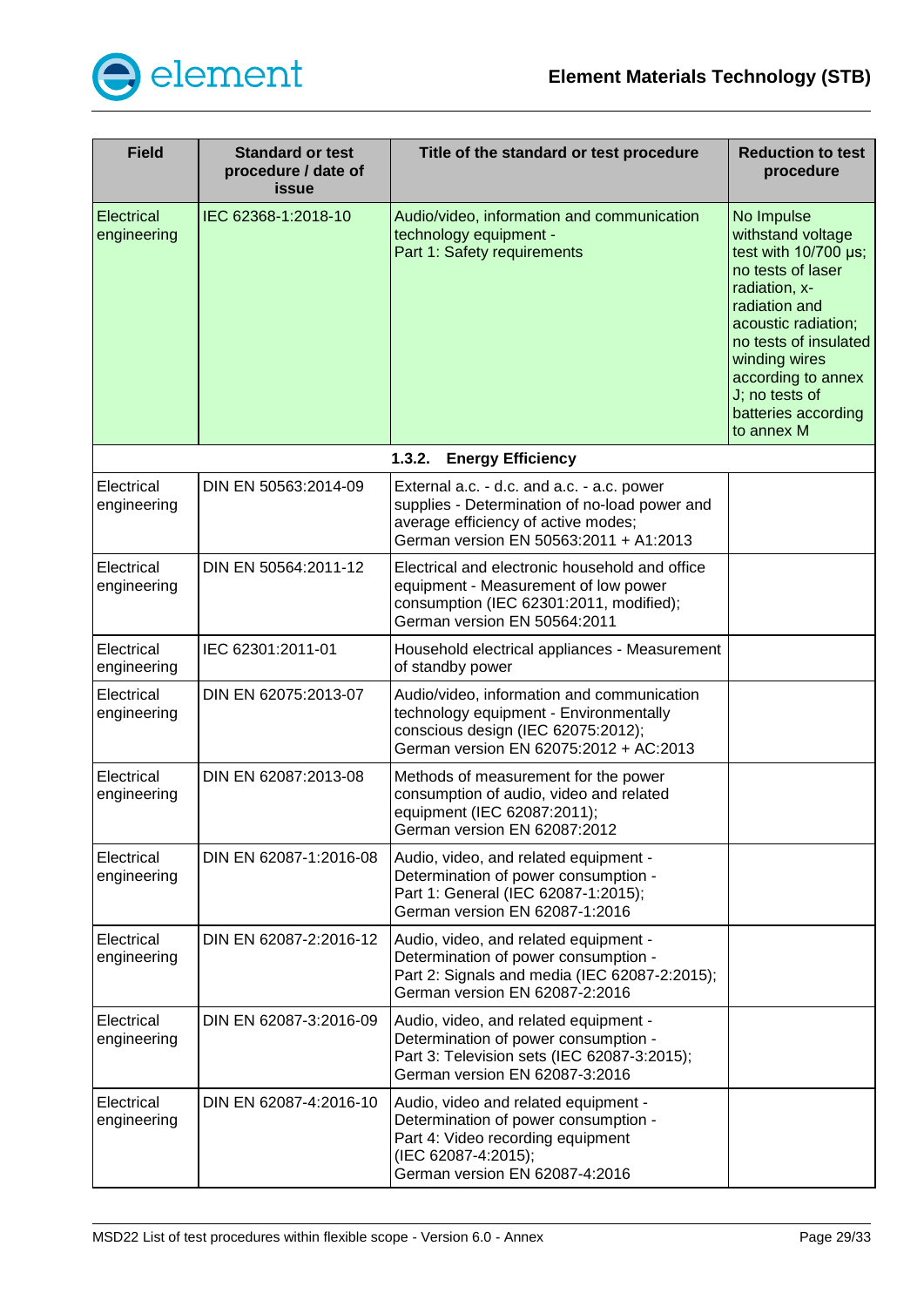| Field | Standard or test procedure / date of issue | Title of the standard or test procedure | Reduction to test procedure |
|---|---|---|---|
| Electrical engineering | IEC 62368-1:2018-10 | Audio/video, information and communication technology equipment - Part 1: Safety requirements | No Impulse withstand voltage test with 10/700 µs; no tests of laser radiation, x-radiation and acoustic radiation; no tests of insulated winding wires according to annex J; no tests of batteries according to annex M |
| | | **1.3.2. Energy Efficiency** | |
| Electrical engineering | DIN EN 50563:2014-09 | External a.c. - d.c. and a.c. - a.c. power supplies - Determination of no-load power and average efficiency of active modes; German version EN 50563:2011 + A1:2013 | |
| Electrical engineering | DIN EN 50564:2011-12 | Electrical and electronic household and office equipment - Measurement of low power consumption (IEC 62301:2011, modified); German version EN 50564:2011 | |
| Electrical engineering | IEC 62301:2011-01 | Household electrical appliances - Measurement of standby power | |
| Electrical engineering | DIN EN 62075:2013-07 | Audio/video, information and communication technology equipment - Environmentally conscious design (IEC 62075:2012); German version EN 62075:2012 + AC:2013 | |
| Electrical engineering | DIN EN 62087:2013-08 | Methods of measurement for the power consumption of audio, video and related equipment (IEC 62087:2011); German version EN 62087:2012 | |
| Electrical engineering | DIN EN 62087-1:2016-08 | Audio, video, and related equipment - Determination of power consumption - Part 1: General (IEC 62087-1:2015); German version EN 62087-1:2016 | |
| Electrical engineering | DIN EN 62087-2:2016-12 | Audio, video, and related equipment - Determination of power consumption - Part 2: Signals and media (IEC 62087-2:2015); German version EN 62087-2:2016 | |
| Electrical engineering | DIN EN 62087-3:2016-09 | Audio, video, and related equipment - Determination of power consumption - Part 3: Television sets (IEC 62087-3:2015); German version EN 62087-3:2016 | |
| Electrical engineering | DIN EN 62087-4:2016-10 | Audio, video and related equipment - Determination of power consumption - Part 4: Video recording equipment (IEC 62087-4:2015); German version EN 62087-4:2016 | |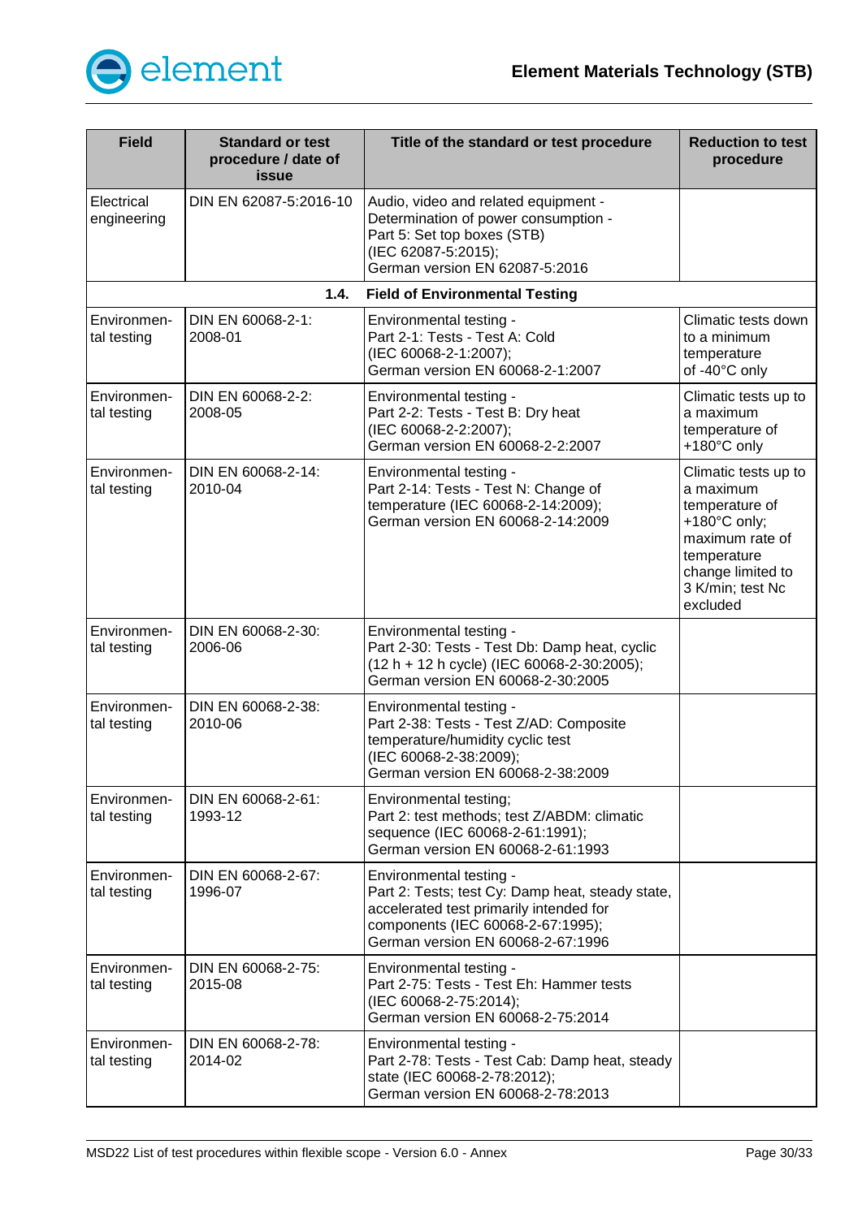| Field | Standard or test procedure / date of issue | Title of the standard or test procedure | Reduction to test procedure |
|---|---|---|---|
| Electrical engineering | DIN EN 62087-5:2016-10 | Audio, video and related equipment - Determination of power consumption - Part 5: Set top boxes (STB) (IEC 62087-5:2015); German version EN 62087-5:2016 | |
| | **1.4.** | **Field of Environmental Testing** | |
| Environmental testing | DIN EN 60068-2-1: 2008-01 | Environmental testing - Part 2-1: Tests - Test A: Cold (IEC 60068-2-1:2007); German version EN 60068-2-1:2007 | Climatic tests down to a minimum temperature of -40°C only |
| Environmental testing | DIN EN 60068-2-2: 2008-05 | Environmental testing - Part 2-2: Tests - Test B: Dry heat (IEC 60068-2-2:2007); German version EN 60068-2-2:2007 | Climatic tests up to a maximum temperature of +180°C only |
| Environmental testing | DIN EN 60068-2-14: 2010-04 | Environmental testing - Part 2-14: Tests - Test N: Change of temperature (IEC 60068-2-14:2009); German version EN 60068-2-14:2009 | Climatic tests up to a maximum temperature of +180°C only; maximum rate of temperature change limited to 3 K/min; test Nc excluded |
| Environmental testing | DIN EN 60068-2-30: 2006-06 | Environmental testing - Part 2-30: Tests - Test Db: Damp heat, cyclic (12 h + 12 h cycle) (IEC 60068-2-30:2005); German version EN 60068-2-30:2005 | |
| Environmental testing | DIN EN 60068-2-38: 2010-06 | Environmental testing - Part 2-38: Tests - Test Z/AD: Composite temperature/humidity cyclic test (IEC 60068-2-38:2009); German version EN 60068-2-38:2009 | |
| Environmental testing | DIN EN 60068-2-61: 1993-12 | Environmental testing; Part 2: test methods; test Z/ABDM: climatic sequence (IEC 60068-2-61:1991); German version EN 60068-2-61:1993 | |
| Environmental testing | DIN EN 60068-2-67: 1996-07 | Environmental testing - Part 2: Tests; test Cy: Damp heat, steady state, accelerated test primarily intended for components (IEC 60068-2-67:1995); German version EN 60068-2-67:1996 | |
| Environmental testing | DIN EN 60068-2-75: 2015-08 | Environmental testing - Part 2-75: Tests - Test Eh: Hammer tests (IEC 60068-2-75:2014); German version EN 60068-2-75:2014 | |
| Environmental testing | DIN EN 60068-2-78: 2014-02 | Environmental testing - Part 2-78: Tests - Test Cab: Damp heat, steady state (IEC 60068-2-78:2012); German version EN 60068-2-78:2013 | |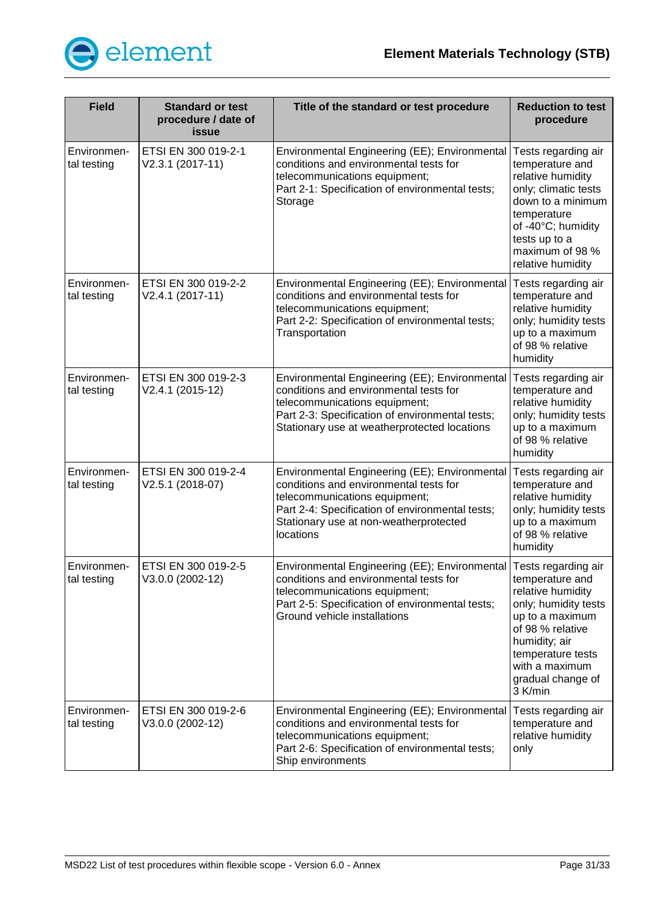| Field | Standard or test procedure / date of issue | Title of the standard or test procedure | Reduction to test procedure |
|---|---|---|---|
| Environmental testing | ETSI EN 300 019-2-1 V2.3.1 (2017-11) | Environmental Engineering (EE); Environmental conditions and environmental tests for telecommunications equipment; Part 2-1: Specification of environmental tests; Storage | Tests regarding air temperature and relative humidity only; climatic tests down to a minimum temperature of -40°C; humidity tests up to a maximum of 98 % relative humidity |
| Environmental testing | ETSI EN 300 019-2-2 V2.4.1 (2017-11) | Environmental Engineering (EE); Environmental conditions and environmental tests for telecommunications equipment; Part 2-2: Specification of environmental tests; Transportation | Tests regarding air temperature and relative humidity only; humidity tests up to a maximum of 98 % relative humidity |
| Environmental testing | ETSI EN 300 019-2-3 V2.4.1 (2015-12) | Environmental Engineering (EE); Environmental conditions and environmental tests for telecommunications equipment; Part 2-3: Specification of environmental tests; Stationary use at weatherprotected locations | Tests regarding air temperature and relative humidity only; humidity tests up to a maximum of 98 % relative humidity |
| Environmental testing | ETSI EN 300 019-2-4 V2.5.1 (2018-07) | Environmental Engineering (EE); Environmental conditions and environmental tests for telecommunications equipment; Part 2-4: Specification of environmental tests; Stationary use at non-weatherprotected locations | Tests regarding air temperature and relative humidity only; humidity tests up to a maximum of 98 % relative humidity |
| Environmental testing | ETSI EN 300 019-2-5 V3.0.0 (2002-12) | Environmental Engineering (EE); Environmental conditions and environmental tests for telecommunications equipment; Part 2-5: Specification of environmental tests; Ground vehicle installations | Tests regarding air temperature and relative humidity only; humidity tests up to a maximum of 98 % relative humidity; air temperature tests with a maximum gradual change of 3 K/min |
| Environmental testing | ETSI EN 300 019-2-6 V3.0.0 (2002-12) | Environmental Engineering (EE); Environmental conditions and environmental tests for telecommunications equipment; Part 2-6: Specification of environmental tests; Ship environments | Tests regarding air temperature and relative humidity only |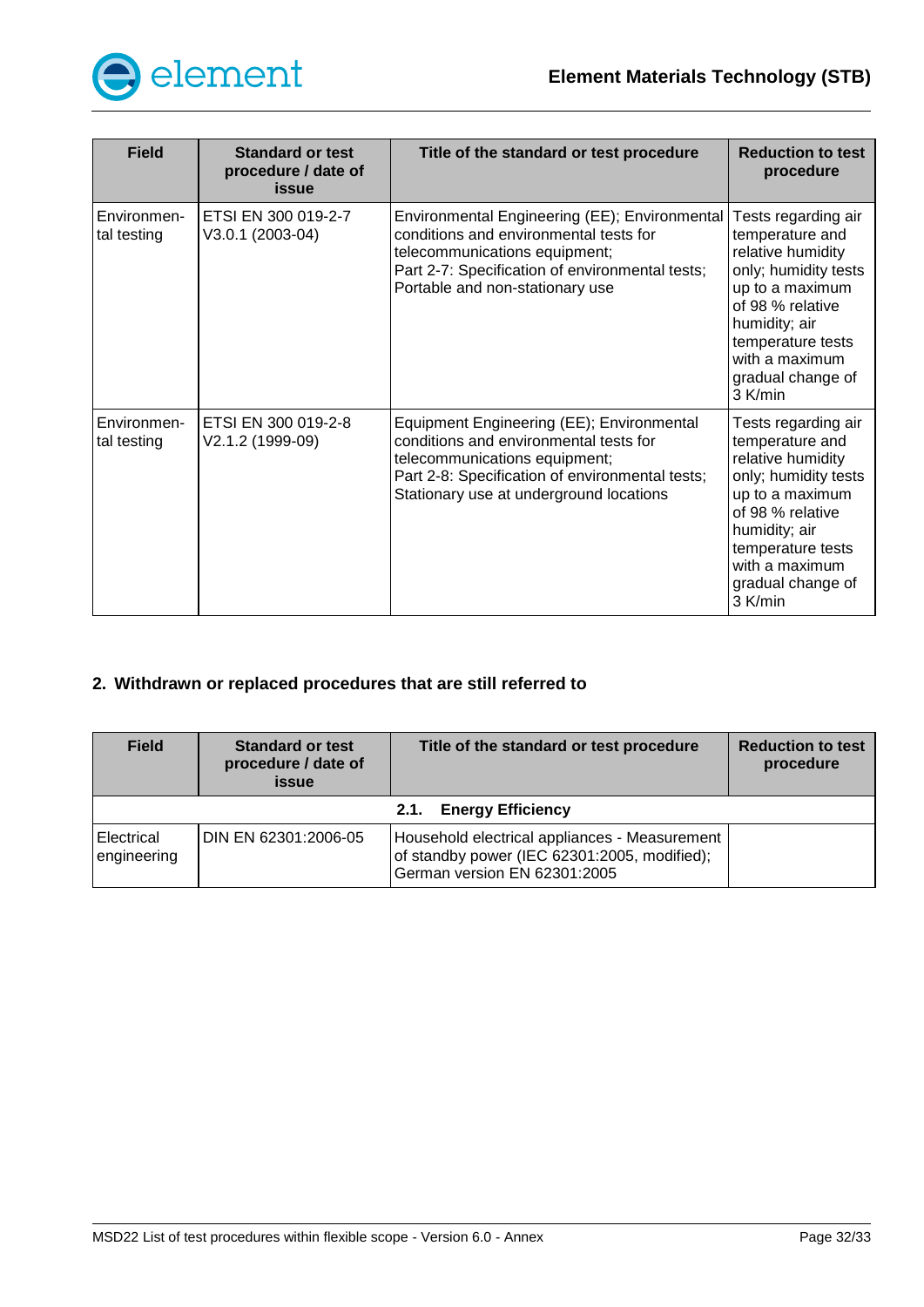| Field | Standard or test procedure / date of issue | Title of the standard or test procedure | Reduction to test procedure |
|---|---|---|---|
| Environmental testing | ETSI EN 300 019-2-7 V3.0.1 (2003-04) | Environmental Engineering (EE); Environmental conditions and environmental tests for telecommunications equipment; Part 2-7: Specification of environmental tests; Portable and non-stationary use | Tests regarding air temperature and relative humidity only; humidity tests up to a maximum of 98 % relative humidity; air temperature tests with a maximum gradual change of 3 K/min |
| Environmental testing | ETSI EN 300 019-2-8 V2.1.2 (1999-09) | Equipment Engineering (EE); Environmental conditions and environmental tests for telecommunications equipment; Part 2-8: Specification of environmental tests; Stationary use at underground locations | Tests regarding air temperature and relative humidity only; humidity tests up to a maximum of 98 % relative humidity; air temperature tests with a maximum gradual change of 3 K/min |

## 2. Withdrawn or replaced procedures that are still referred to

| Field | Standard or test procedure / date of issue | Title of the standard or test procedure | Reduction to test procedure |
|---|---|---|---|
| **2.1. Energy Efficiency** | | | |
| Electrical engineering | DIN EN 62301:2006-05 | Household electrical appliances - Measurement of standby power (IEC 62301:2005, modified); German version EN 62301:2005 | |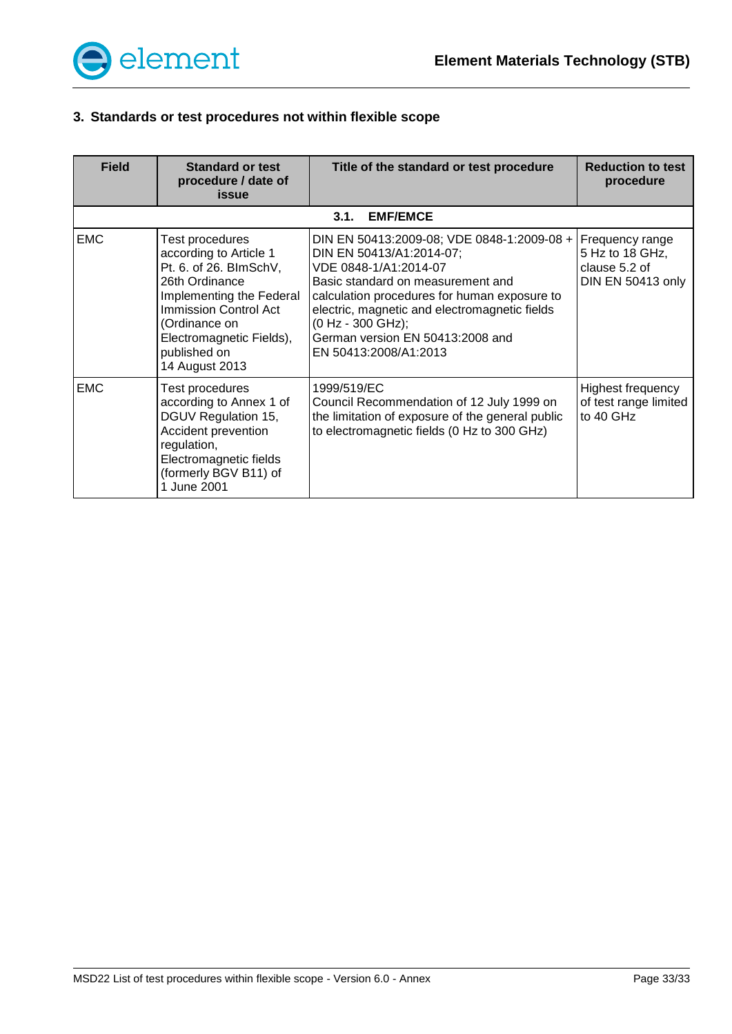## 3. Standards or test procedures not within flexible scope

| Field | Standard or test procedure / date of issue | Title of the standard or test procedure | Reduction to test procedure |
|---|---|---|---|
| **3.1. EMF/EMCE** | | | |
| EMC | Test procedures according to Article 1 Pt. 6. of 26. BImSchV, 26th Ordinance Implementing the Federal Immission Control Act (Ordinance on Electromagnetic Fields), published on 14 August 2013 | DIN EN 50413:2009-08; VDE 0848-1:2009-08 + DIN EN 50413/A1:2014-07; VDE 0848-1/A1:2014-07 Basic standard on measurement and calculation procedures for human exposure to electric, magnetic and electromagnetic fields (0 Hz - 300 GHz); German version EN 50413:2008 and EN 50413:2008/A1:2013 | Frequency range 5 Hz to 18 GHz, clause 5.2 of DIN EN 50413 only |
| EMC | Test procedures according to Annex 1 of DGUV Regulation 15, Accident prevention regulation, Electromagnetic fields (formerly BGV B11) of 1 June 2001 | 1999/519/EC Council Recommendation of 12 July 1999 on the limitation of exposure of the general public to electromagnetic fields (0 Hz to 300 GHz) | Highest frequency of test range limited to 40 GHz |